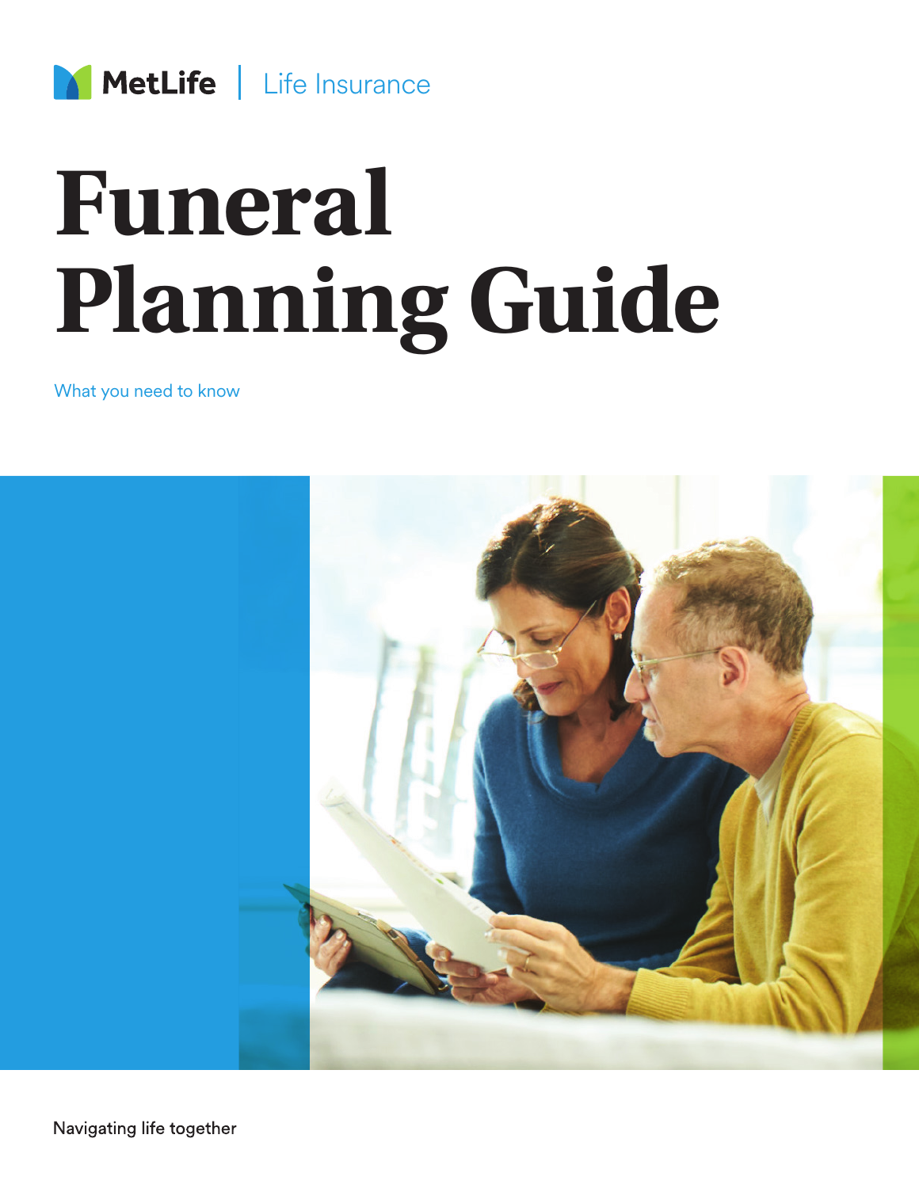MetLife | Life Insurance

# Funeral Planning Guide

What you need to know

Navigating life together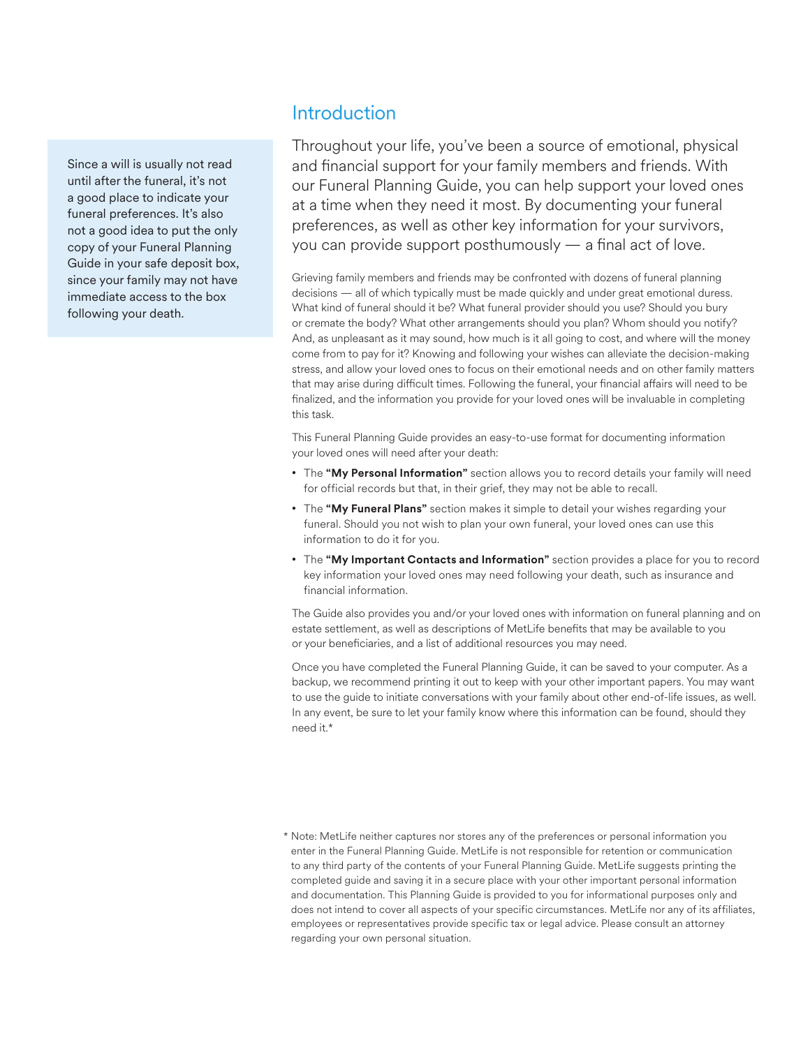## Introduction

Since a will is usually not read until after the funeral, it's not a good place to indicate your funeral preferences. It's also not a good idea to put the only copy of your Funeral Planning Guide in your safe deposit box, since your family may not have immediate access to the box following your death.

Throughout your life, you've been a source of emotional, physical and financial support for your family members and friends. With our Funeral Planning Guide, you can help support your loved ones at a time when they need it most. By documenting your funeral preferences, as well as other key information for your survivors, you can provide support posthumously — a final act of love.

Grieving family members and friends may be confronted with dozens of funeral planning decisions — all of which typically must be made quickly and under great emotional duress. What kind of funeral should it be? What funeral provider should you use? Should you bury or cremate the body? What other arrangements should you plan? Whom should you notify? And, as unpleasant as it may sound, how much is it all going to cost, and where will the money come from to pay for it? Knowing and following your wishes can alleviate the decision-making stress, and allow your loved ones to focus on their emotional needs and on other family matters that may arise during difficult times. Following the funeral, your financial affairs will need to be finalized, and the information you provide for your loved ones will be invaluable in completing this task.

This Funeral Planning Guide provides an easy-to-use format for documenting information your loved ones will need after your death:

- The **"My Personal Information"** section allows you to record details your family will need for official records but that, in their grief, they may not be able to recall.
- The **"My Funeral Plans"** section makes it simple to detail your wishes regarding your funeral. Should you not wish to plan your own funeral, your loved ones can use this information to do it for you.
- The **"My Important Contacts and Information"** section provides a place for you to record key information your loved ones may need following your death, such as insurance and financial information.

The Guide also provides you and/or your loved ones with information on funeral planning and on estate settlement, as well as descriptions of MetLife benefits that may be available to you or your beneficiaries, and a list of additional resources you may need.

Once you have completed the Funeral Planning Guide, it can be saved to your computer. As a backup, we recommend printing it out to keep with your other important papers. You may want to use the guide to initiate conversations with your family about other end-of-life issues, as well. In any event, be sure to let your family know where this information can be found, should they need it.*

\* Note: MetLife neither captures nor stores any of the preferences or personal information you enter in the Funeral Planning Guide. MetLife is not responsible for retention or communication to any third party of the contents of your Funeral Planning Guide. MetLife suggests printing the completed guide and saving it in a secure place with your other important personal information and documentation. This Planning Guide is provided to you for informational purposes only and does not intend to cover all aspects of your specific circumstances. MetLife nor any of its affiliates, employees or representatives provide specific tax or legal advice. Please consult an attorney regarding your own personal situation.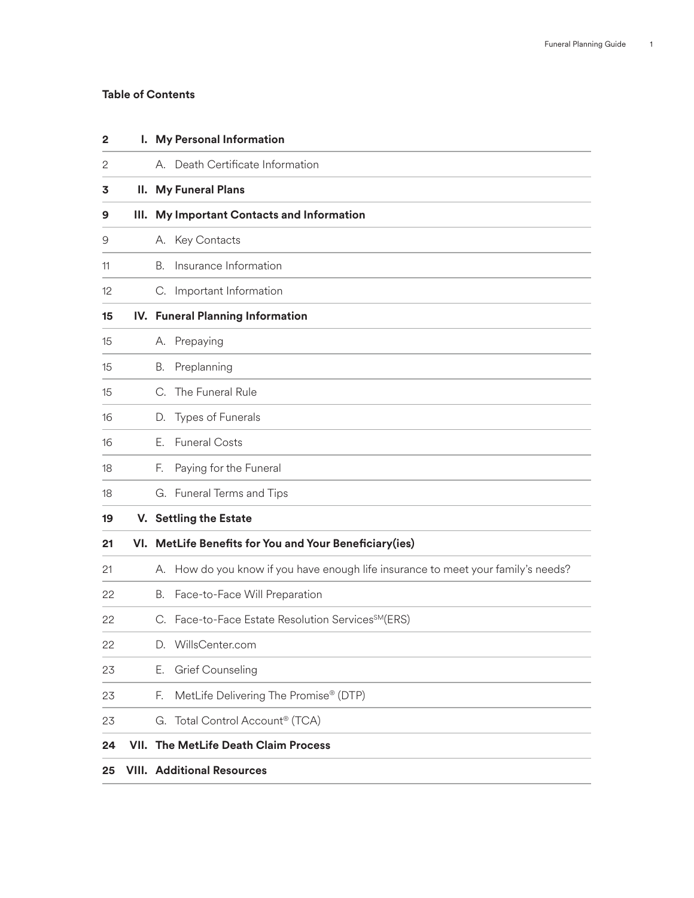## Table of Contents

| Page | Section |
|---|---|
| **2** | **I. My Personal Information** |
| 2 | A. Death Certificate Information |
| **3** | **II. My Funeral Plans** |
| **9** | **III. My Important Contacts and Information** |
| 9 | A. Key Contacts |
| 11 | B. Insurance Information |
| 12 | C. Important Information |
| **15** | **IV. Funeral Planning Information** |
| 15 | A. Prepaying |
| 15 | B. Preplanning |
| 15 | C. The Funeral Rule |
| 16 | D. Types of Funerals |
| 16 | E. Funeral Costs |
| 18 | F. Paying for the Funeral |
| 18 | G. Funeral Terms and Tips |
| **19** | **V. Settling the Estate** |
| **21** | **VI. MetLife Benefits for You and Your Beneficiary(ies)** |
| 21 | A. How do you know if you have enough life insurance to meet your family's needs? |
| 22 | B. Face-to-Face Will Preparation |
| 22 | C. Face-to-Face Estate Resolution Services℠ (ERS) |
| 22 | D. WillsCenter.com |
| 23 | E. Grief Counseling |
| 23 | F. MetLife Delivering The Promise® (DTP) |
| 23 | G. Total Control Account® (TCA) |
| **24** | **VII. The MetLife Death Claim Process** |
| **25** | **VIII. Additional Resources** |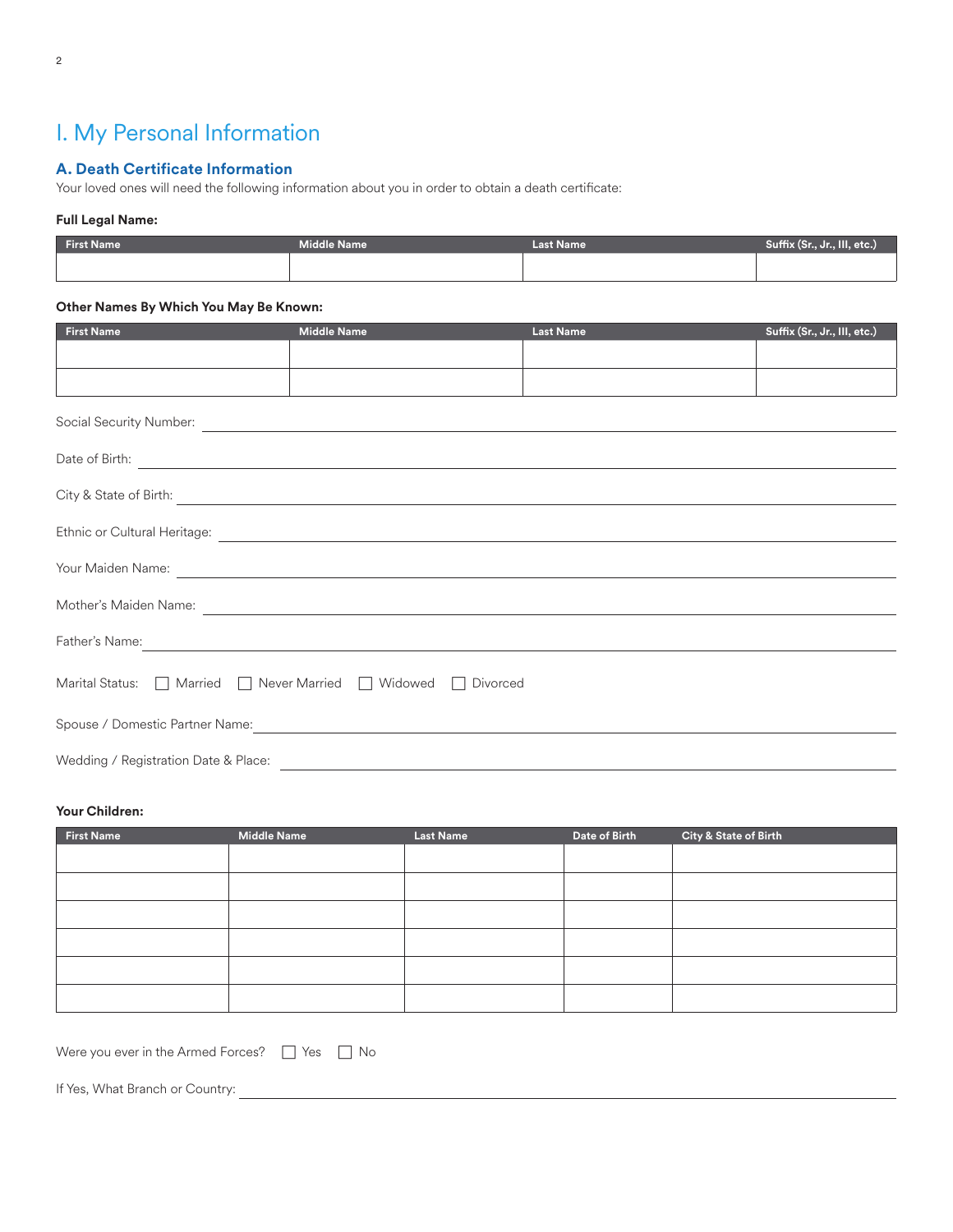# I. My Personal Information

## A. Death Certificate Information

Your loved ones will need the following information about you in order to obtain a death certificate:

**Full Legal Name:**

| First Name | Middle Name | Last Name | Suffix (Sr., Jr., III, etc.) |
|---|---|---|---|
| | | | |

**Other Names By Which You May Be Known:**

| First Name | Middle Name | Last Name | Suffix (Sr., Jr., III, etc.) |
|---|---|---|---|
| | | | |
| | | | |

Social Security Number: ______________________________

Date of Birth: ______________________________

City & State of Birth: ______________________________

Ethnic or Cultural Heritage: ______________________________

Your Maiden Name: ______________________________

Mother's Maiden Name: ______________________________

Father's Name: ______________________________

Marital Status: ☐ Married ☐ Never Married ☐ Widowed ☐ Divorced

Spouse / Domestic Partner Name: ______________________________

Wedding / Registration Date & Place: ______________________________

**Your Children:**

| First Name | Middle Name | Last Name | Date of Birth | City & State of Birth |
|---|---|---|---|---|
| | | | | |
| | | | | |
| | | | | |
| | | | | |
| | | | | |
| | | | | |

Were you ever in the Armed Forces? ☐ Yes ☐ No

If Yes, What Branch or Country: ______________________________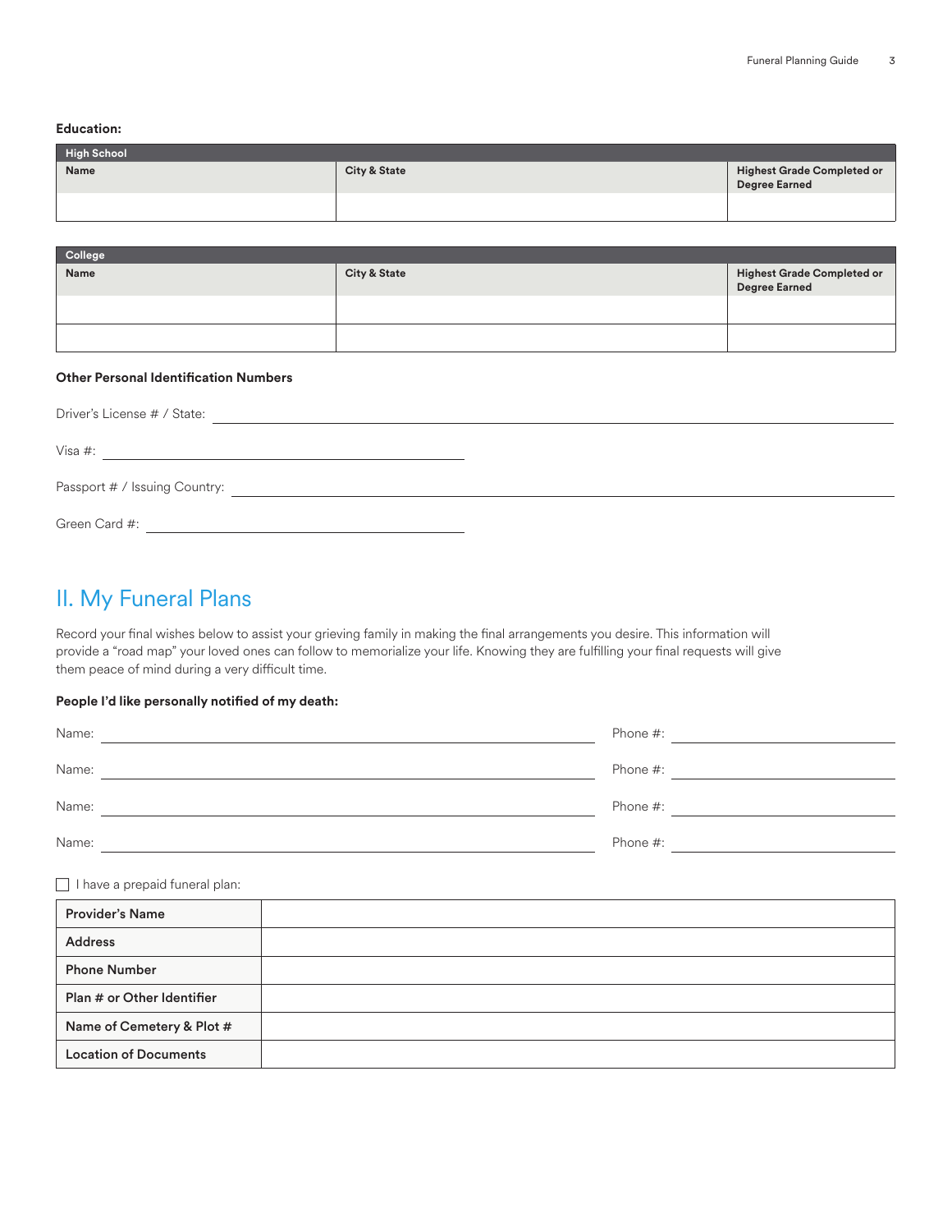**Education:**

| High School | | |
|---|---|---|
| **Name** | **City & State** | **Highest Grade Completed or Degree Earned** |
| | | |

| College | | |
|---|---|---|
| **Name** | **City & State** | **Highest Grade Completed or Degree Earned** |
| | | |
| | | |

**Other Personal Identification Numbers**

Driver's License # / State: ______________________________

Visa #: ______________________________

Passport # / Issuing Country: ______________________________

Green Card #: ______________________________

## II. My Funeral Plans

Record your final wishes below to assist your grieving family in making the final arrangements you desire. This information will provide a "road map" your loved ones can follow to memorialize your life. Knowing they are fulfilling your final requests will give them peace of mind during a very difficult time.

**People I'd like personally notified of my death:**

Name: ______________________________ Phone #: ______________________________

Name: ______________________________ Phone #: ______________________________

Name: ______________________________ Phone #: ______________________________

Name: ______________________________ Phone #: ______________________________

☐ I have a prepaid funeral plan:

| | |
|---|---|
| **Provider's Name** | |
| **Address** | |
| **Phone Number** | |
| **Plan # or Other Identifier** | |
| **Name of Cemetery & Plot #** | |
| **Location of Documents** | |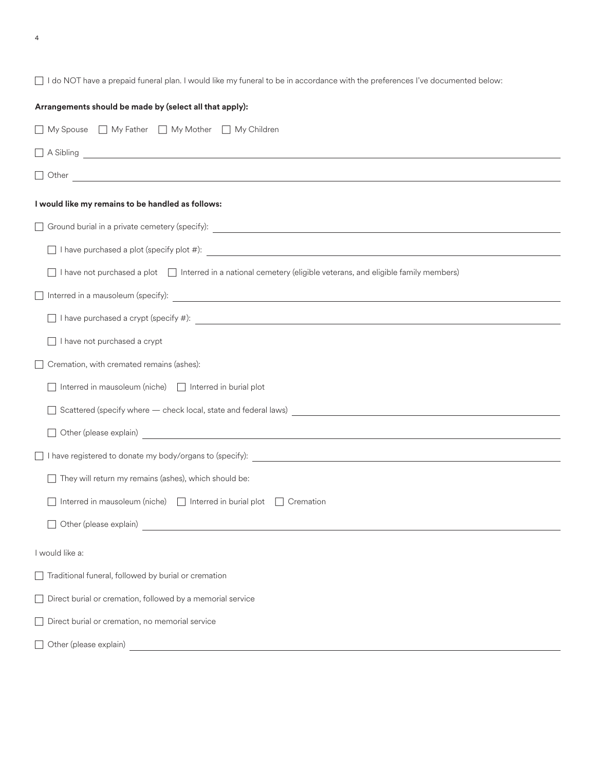☐ I do NOT have a prepaid funeral plan. I would like my funeral to be in accordance with the preferences I've documented below:

**Arrangements should be made by (select all that apply):**

☐ My Spouse ☐ My Father ☐ My Mother ☐ My Children

☐ A Sibling ______________________________

☐ Other ______________________________

**I would like my remains to be handled as follows:**

☐ Ground burial in a private cemetery (specify): ______________________________

  ☐ I have purchased a plot (specify plot #): ______________________________

  ☐ I have not purchased a plot ☐ Interred in a national cemetery (eligible veterans, and eligible family members)

☐ Interred in a mausoleum (specify): ______________________________

  ☐ I have purchased a crypt (specify #): ______________________________

  ☐ I have not purchased a crypt

☐ Cremation, with cremated remains (ashes):

  ☐ Interred in mausoleum (niche) ☐ Interred in burial plot

  ☐ Scattered (specify where — check local, state and federal laws) ______________________________

  ☐ Other (please explain) ______________________________

☐ I have registered to donate my body/organs to (specify): ______________________________

  ☐ They will return my remains (ashes), which should be:

  ☐ Interred in mausoleum (niche) ☐ Interred in burial plot ☐ Cremation

  ☐ Other (please explain) ______________________________

I would like a:

☐ Traditional funeral, followed by burial or cremation

☐ Direct burial or cremation, followed by a memorial service

☐ Direct burial or cremation, no memorial service

☐ Other (please explain) ______________________________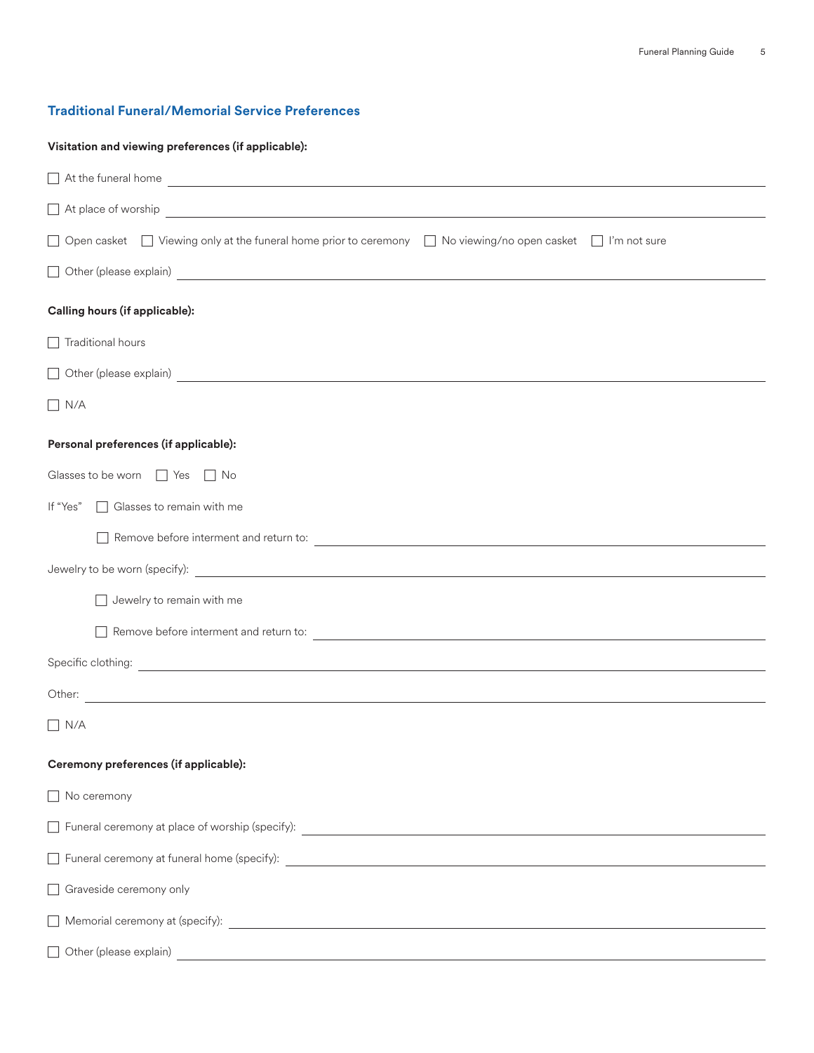## Traditional Funeral/Memorial Service Preferences

**Visitation and viewing preferences (if applicable):**

☐ At the funeral home ____________________

☐ At place of worship ____________________

☐ Open casket ☐ Viewing only at the funeral home prior to ceremony ☐ No viewing/no open casket ☐ I'm not sure

☐ Other (please explain) ____________________

**Calling hours (if applicable):**

☐ Traditional hours

☐ Other (please explain) ____________________

☐ N/A

**Personal preferences (if applicable):**

Glasses to be worn ☐ Yes ☐ No

If "Yes" ☐ Glasses to remain with me

☐ Remove before interment and return to: ____________________

Jewelry to be worn (specify): ____________________

☐ Jewelry to remain with me

☐ Remove before interment and return to: ____________________

Specific clothing: ____________________

Other: ____________________

☐ N/A

**Ceremony preferences (if applicable):**

☐ No ceremony

☐ Funeral ceremony at place of worship (specify): ____________________

☐ Funeral ceremony at funeral home (specify): ____________________

☐ Graveside ceremony only

☐ Memorial ceremony at (specify): ____________________

☐ Other (please explain) ____________________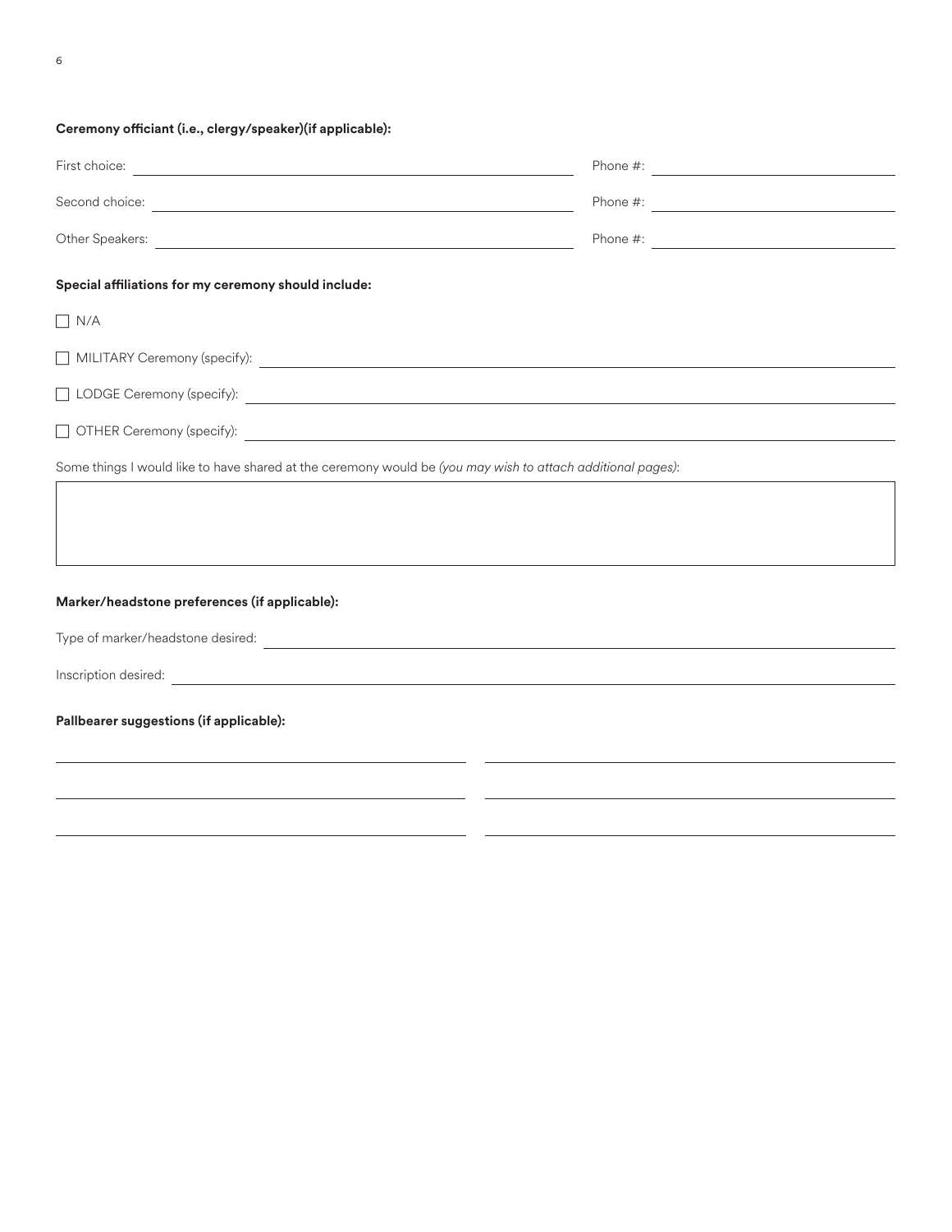**Ceremony officiant (i.e., clergy/speaker)(if applicable):**

First choice: ______________________________ Phone #: ______________________

Second choice: ______________________________ Phone #: ______________________

Other Speakers: ______________________________ Phone #: ______________________

**Special affiliations for my ceremony should include:**

☐ N/A

☐ MILITARY Ceremony (specify): ______________________________

☐ LODGE Ceremony (specify): ______________________________

☐ OTHER Ceremony (specify): ______________________________

Some things I would like to have shared at the ceremony would be *(you may wish to attach additional pages)*:

|  |
| --- |
|  |

**Marker/headstone preferences (if applicable):**

Type of marker/headstone desired: ______________________________

Inscription desired: ______________________________

**Pallbearer suggestions (if applicable):**

______________________________ ______________________________

______________________________ ______________________________

______________________________ ______________________________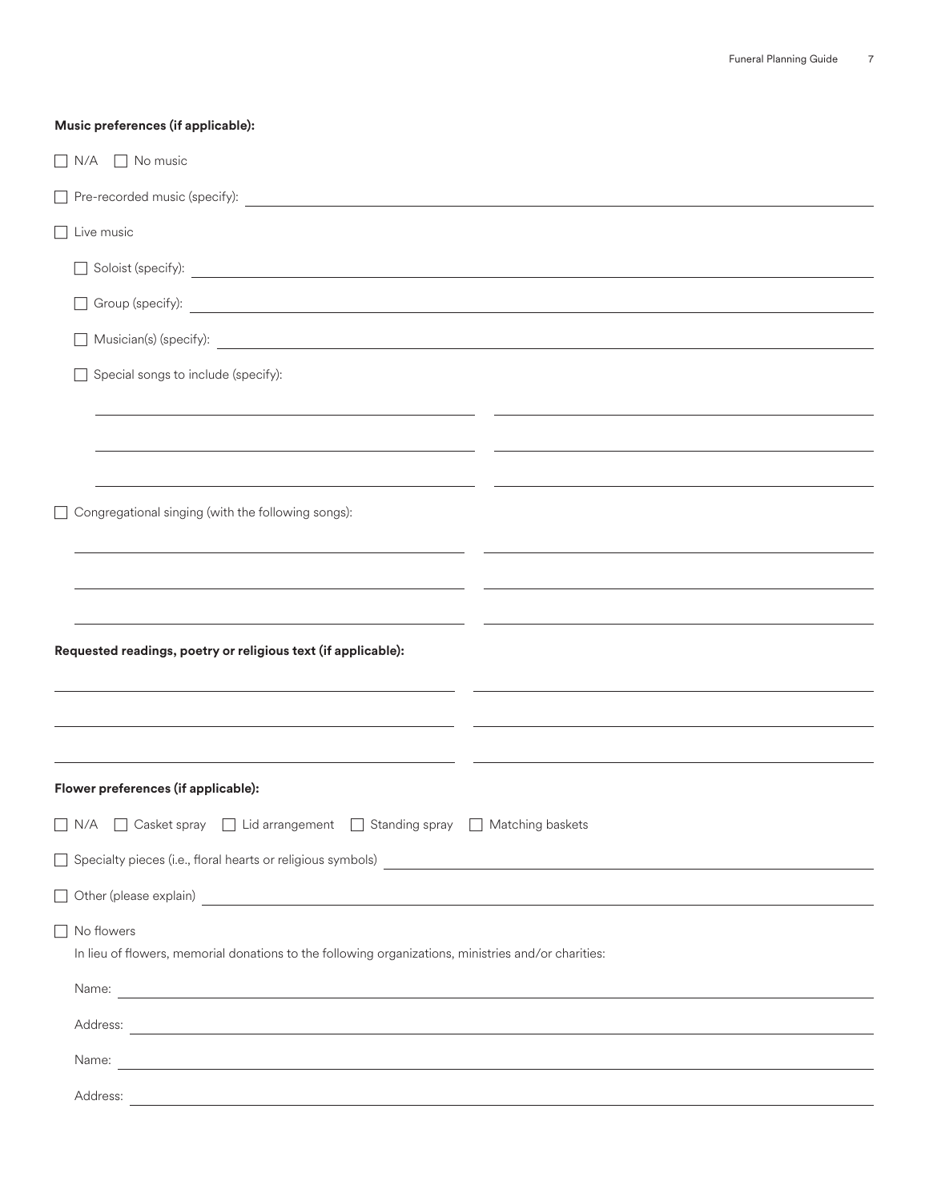**Music preferences (if applicable):**

☐ N/A ☐ No music

☐ Pre-recorded music (specify): ______________________________

☐ Live music

☐ Soloist (specify): ______________________________

☐ Group (specify): ______________________________

☐ Musician(s) (specify): ______________________________

☐ Special songs to include (specify):

______________________________ ______________________________

______________________________ ______________________________

______________________________ ______________________________

☐ Congregational singing (with the following songs):

______________________________ ______________________________

______________________________ ______________________________

______________________________ ______________________________

**Requested readings, poetry or religious text (if applicable):**

______________________________ ______________________________

______________________________ ______________________________

______________________________ ______________________________

**Flower preferences (if applicable):**

☐ N/A ☐ Casket spray ☐ Lid arrangement ☐ Standing spray ☐ Matching baskets

☐ Specialty pieces (i.e., floral hearts or religious symbols) ______________________________

☐ Other (please explain) ______________________________

☐ No flowers

In lieu of flowers, memorial donations to the following organizations, ministries and/or charities:

Name: ______________________________

Address: ______________________________

Name: ______________________________

Address: ______________________________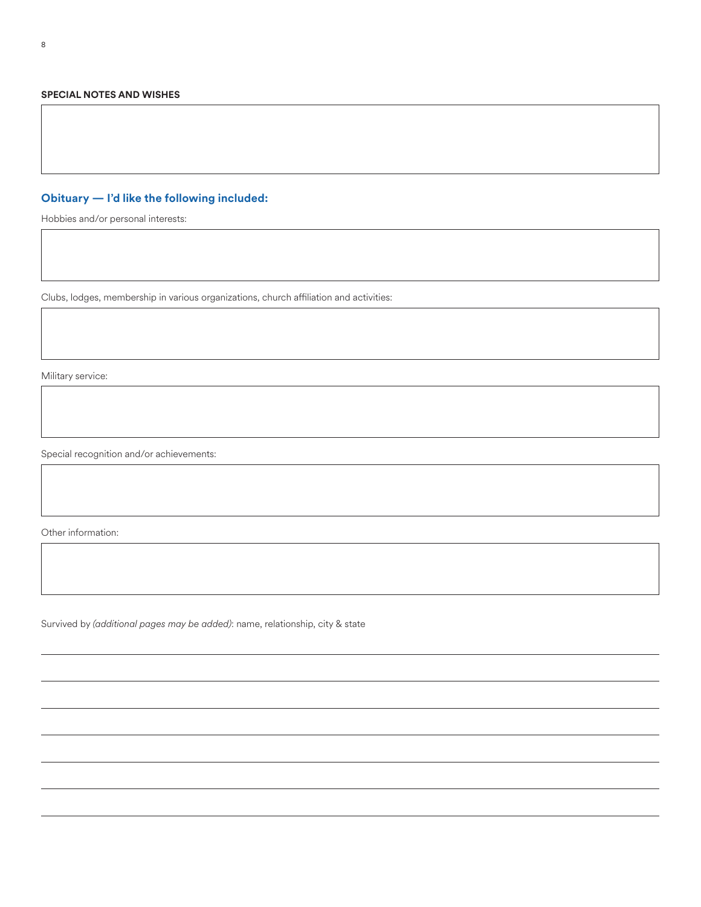**SPECIAL NOTES AND WISHES**

## Obituary — I'd like the following included:

Hobbies and/or personal interests:

Clubs, lodges, membership in various organizations, church affiliation and activities:

Military service:

Special recognition and/or achievements:

Other information:

Survived by *(additional pages may be added)*: name, relationship, city & state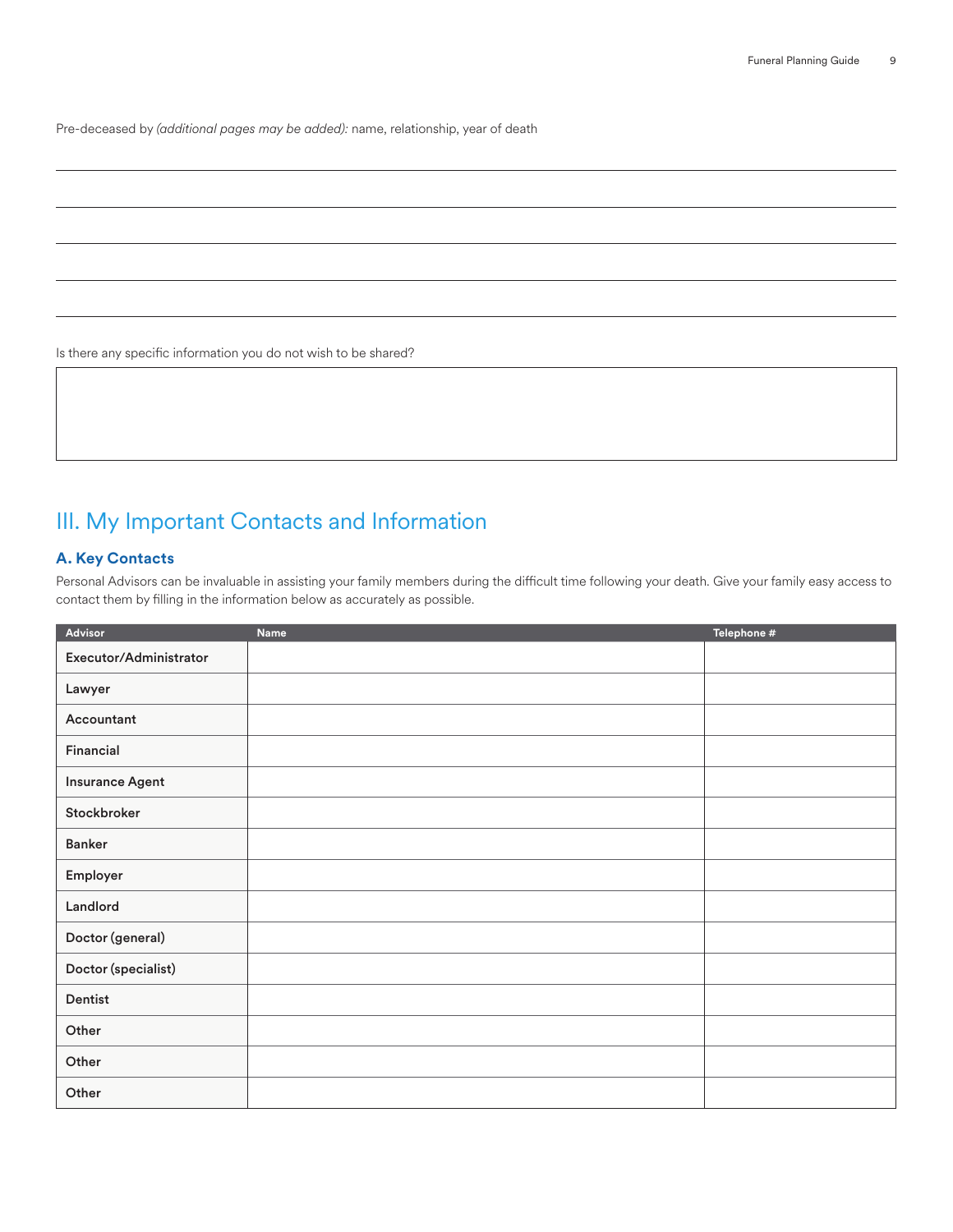Pre-deceased by *(additional pages may be added):* name, relationship, year of death

Is there any specific information you do not wish to be shared?

## III. My Important Contacts and Information

### A. Key Contacts

Personal Advisors can be invaluable in assisting your family members during the difficult time following your death. Give your family easy access to contact them by filling in the information below as accurately as possible.

| Advisor | Name | Telephone # |
| --- | --- | --- |
| **Executor/Administrator** | | |
| **Lawyer** | | |
| **Accountant** | | |
| **Financial** | | |
| **Insurance Agent** | | |
| **Stockbroker** | | |
| **Banker** | | |
| **Employer** | | |
| **Landlord** | | |
| **Doctor (general)** | | |
| **Doctor (specialist)** | | |
| **Dentist** | | |
| **Other** | | |
| **Other** | | |
| **Other** | | |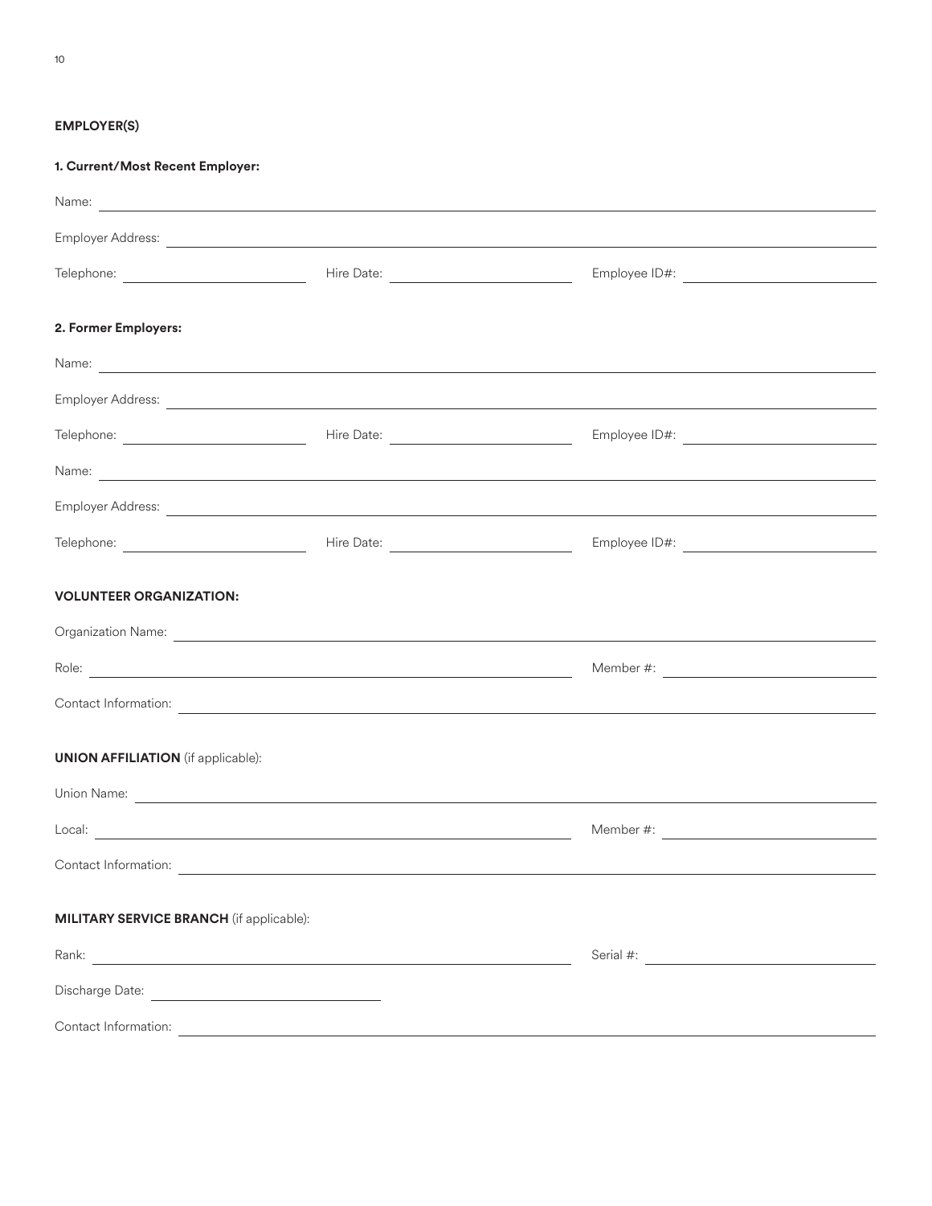## EMPLOYER(S)

**1. Current/Most Recent Employer:**

Name: ______________________________

Employer Address: ______________________________

Telephone: ____________ Hire Date: ____________ Employee ID#: ____________

**2. Former Employers:**

Name: ______________________________

Employer Address: ______________________________

Telephone: ____________ Hire Date: ____________ Employee ID#: ____________

Name: ______________________________

Employer Address: ______________________________

Telephone: ____________ Hire Date: ____________ Employee ID#: ____________

## VOLUNTEER ORGANIZATION:

Organization Name: ______________________________

Role: ______________________________ Member #: ____________

Contact Information: ______________________________

## UNION AFFILIATION (if applicable):

Union Name: ______________________________

Local: ______________________________ Member #: ____________

Contact Information: ______________________________

## MILITARY SERVICE BRANCH (if applicable):

Rank: ______________________________ Serial #: ____________

Discharge Date: ____________

Contact Information: ______________________________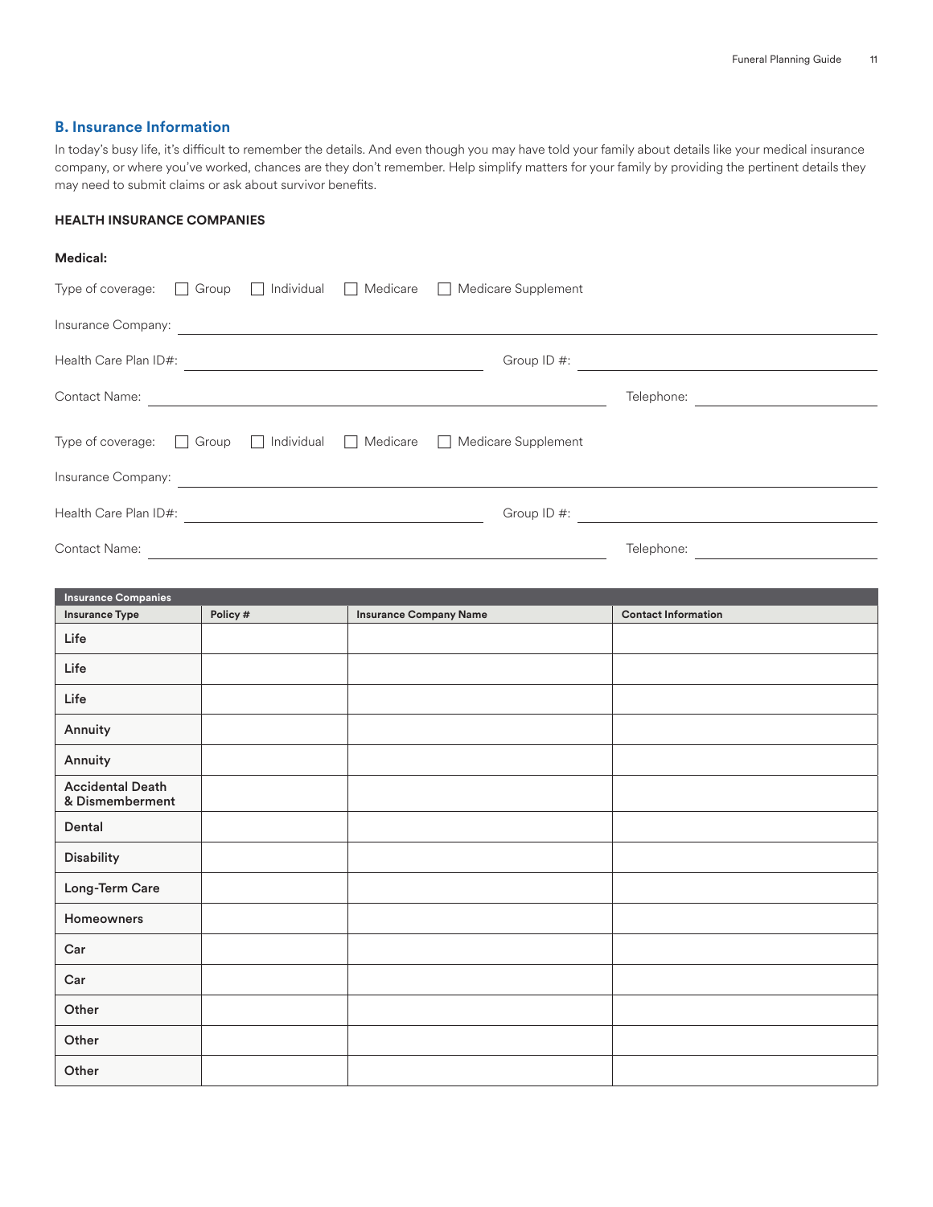## B. Insurance Information

In today's busy life, it's difficult to remember the details. And even though you may have told your family about details like your medical insurance company, or where you've worked, chances are they don't remember. Help simplify matters for your family by providing the pertinent details they may need to submit claims or ask about survivor benefits.

### HEALTH INSURANCE COMPANIES

**Medical:**

Type of coverage: ☐ Group ☐ Individual ☐ Medicare ☐ Medicare Supplement

Insurance Company: ______________________________

Health Care Plan ID#: ______________________ Group ID #: ______________________

Contact Name: ______________________________ Telephone: ______________________

Type of coverage: ☐ Group ☐ Individual ☐ Medicare ☐ Medicare Supplement

Insurance Company: ______________________________

Health Care Plan ID#: ______________________ Group ID #: ______________________

Contact Name: ______________________________ Telephone: ______________________

| Insurance Companies | | | |
|---|---|---|---|
| **Insurance Type** | **Policy #** | **Insurance Company Name** | **Contact Information** |
| Life | | | |
| Life | | | |
| Life | | | |
| Annuity | | | |
| Annuity | | | |
| Accidental Death & Dismemberment | | | |
| Dental | | | |
| Disability | | | |
| Long-Term Care | | | |
| Homeowners | | | |
| Car | | | |
| Car | | | |
| Other | | | |
| Other | | | |
| Other | | | |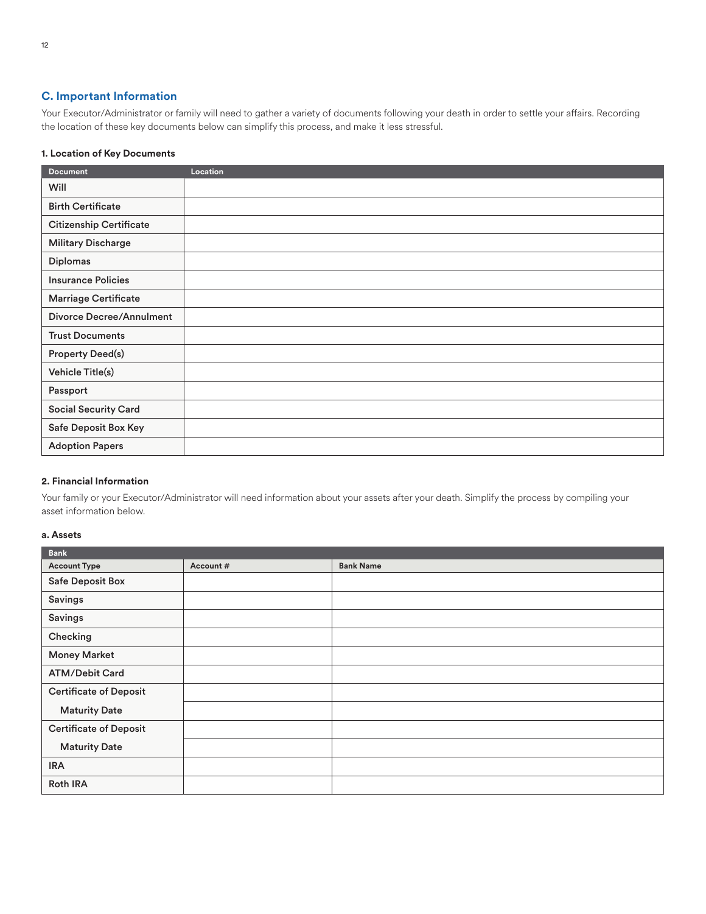## C. Important Information

Your Executor/Administrator or family will need to gather a variety of documents following your death in order to settle your affairs. Recording the location of these key documents below can simplify this process, and make it less stressful.

#### 1. Location of Key Documents

| Document | Location |
|---|---|
| Will | |
| Birth Certificate | |
| Citizenship Certificate | |
| Military Discharge | |
| Diplomas | |
| Insurance Policies | |
| Marriage Certificate | |
| Divorce Decree/Annulment | |
| Trust Documents | |
| Property Deed(s) | |
| Vehicle Title(s) | |
| Passport | |
| Social Security Card | |
| Safe Deposit Box Key | |
| Adoption Papers | |

#### 2. Financial Information

Your family or your Executor/Administrator will need information about your assets after your death. Simplify the process by compiling your asset information below.

##### a. Assets

| Bank | | |
|---|---|---|
| **Account Type** | **Account #** | **Bank Name** |
| Safe Deposit Box | | |
| Savings | | |
| Savings | | |
| Checking | | |
| Money Market | | |
| ATM/Debit Card | | |
| Certificate of Deposit | | |
| Maturity Date | | |
| Certificate of Deposit | | |
| Maturity Date | | |
| IRA | | |
| Roth IRA | | |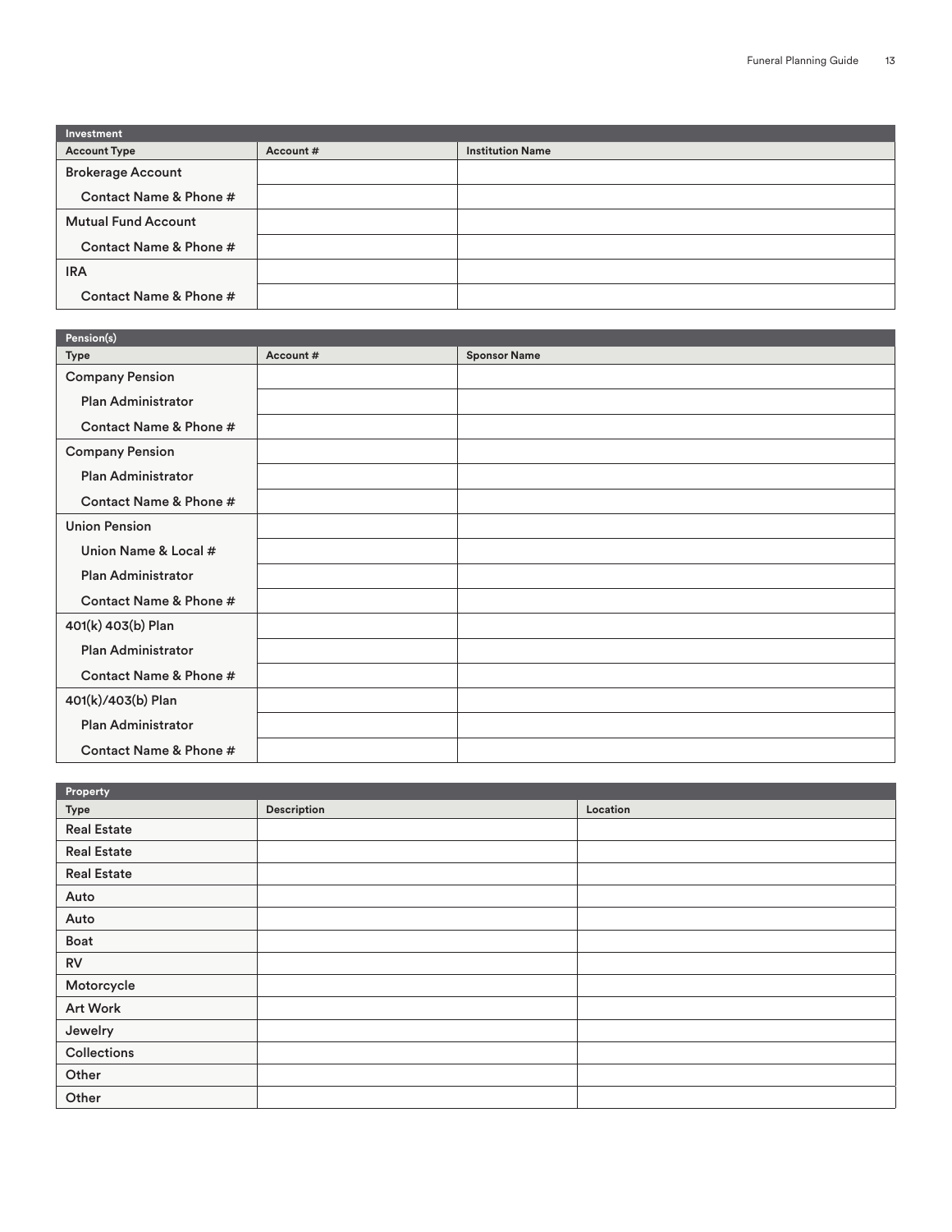| Investment | | |
| --- | --- | --- |
| **Account Type** | **Account #** | **Institution Name** |
| Brokerage Account | | |
| Contact Name & Phone # | | |
| Mutual Fund Account | | |
| Contact Name & Phone # | | |
| IRA | | |
| Contact Name & Phone # | | |

| Pension(s) | | |
| --- | --- | --- |
| **Type** | **Account #** | **Sponsor Name** |
| Company Pension | | |
| Plan Administrator | | |
| Contact Name & Phone # | | |
| Company Pension | | |
| Plan Administrator | | |
| Contact Name & Phone # | | |
| Union Pension | | |
| Union Name & Local # | | |
| Plan Administrator | | |
| Contact Name & Phone # | | |
| 401(k) 403(b) Plan | | |
| Plan Administrator | | |
| Contact Name & Phone # | | |
| 401(k)/403(b) Plan | | |
| Plan Administrator | | |
| Contact Name & Phone # | | |

| Property | | |
| --- | --- | --- |
| **Type** | **Description** | **Location** |
| Real Estate | | |
| Real Estate | | |
| Real Estate | | |
| Auto | | |
| Auto | | |
| Boat | | |
| RV | | |
| Motorcycle | | |
| Art Work | | |
| Jewelry | | |
| Collections | | |
| Other | | |
| Other | | |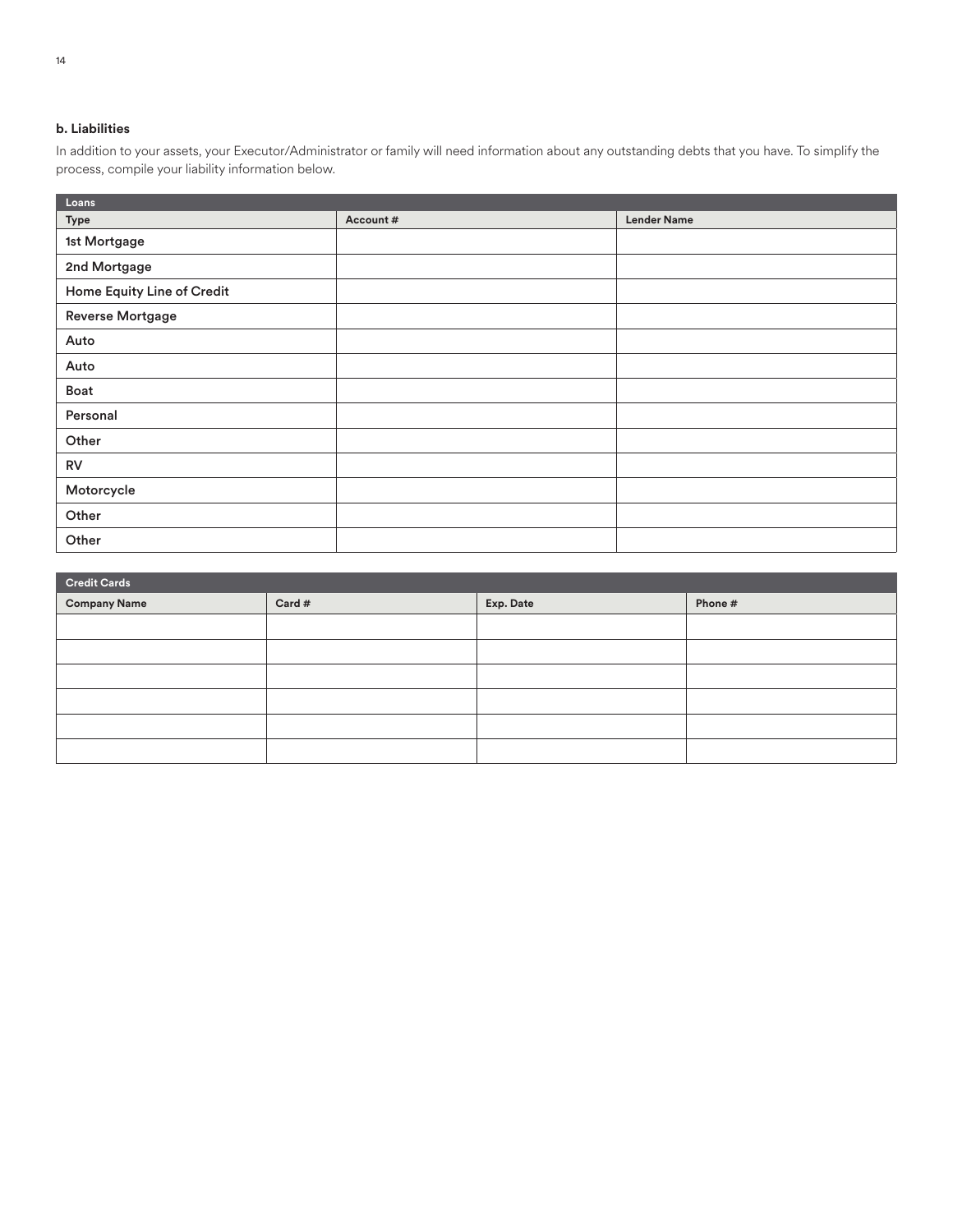### b. Liabilities

In addition to your assets, your Executor/Administrator or family will need information about any outstanding debts that you have. To simplify the process, compile your liability information below.

| Loans | | |
|---|---|---|
| **Type** | **Account #** | **Lender Name** |
| 1st Mortgage | | |
| 2nd Mortgage | | |
| Home Equity Line of Credit | | |
| Reverse Mortgage | | |
| Auto | | |
| Auto | | |
| Boat | | |
| Personal | | |
| Other | | |
| RV | | |
| Motorcycle | | |
| Other | | |
| Other | | |

| Credit Cards | | | |
|---|---|---|---|
| **Company Name** | **Card #** | **Exp. Date** | **Phone #** |
| | | | |
| | | | |
| | | | |
| | | | |
| | | | |
| | | | |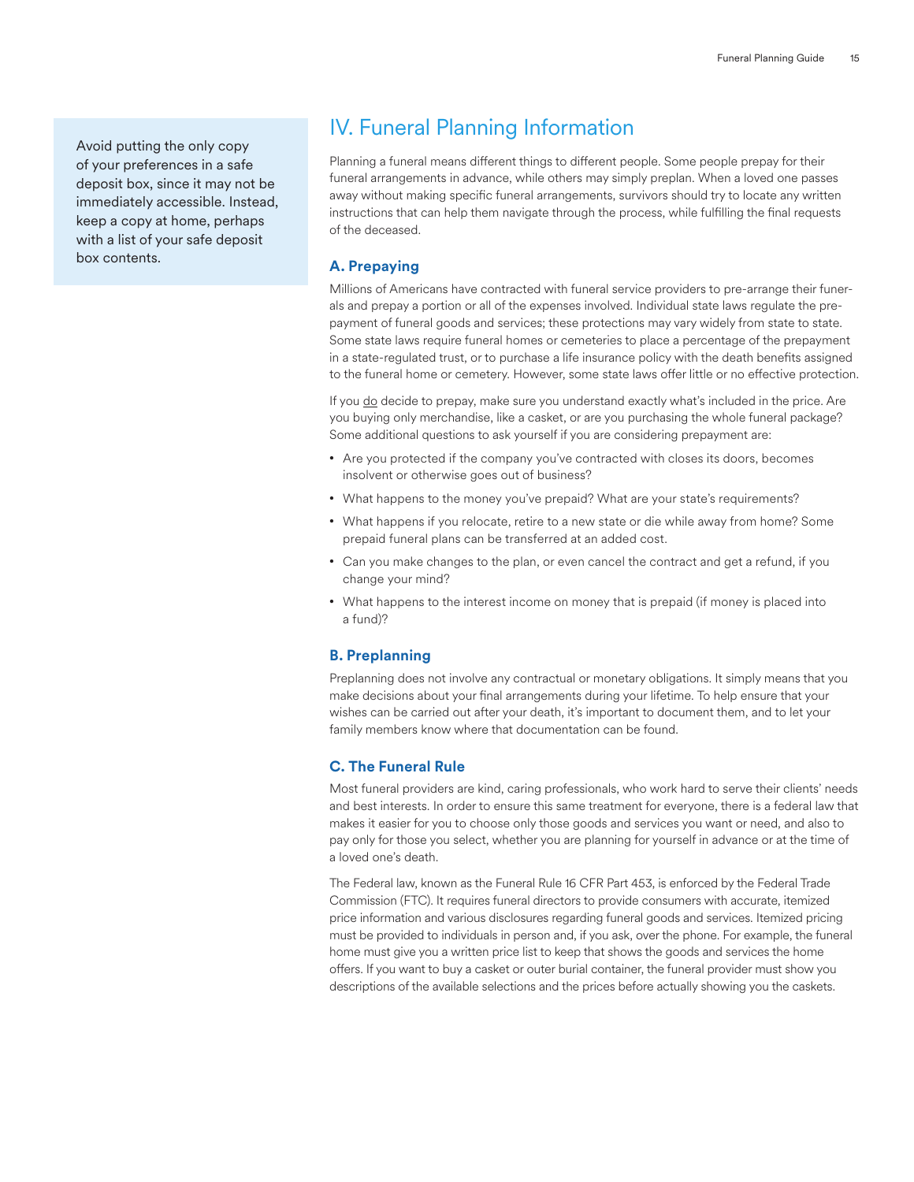Avoid putting the only copy of your preferences in a safe deposit box, since it may not be immediately accessible. Instead, keep a copy at home, perhaps with a list of your safe deposit box contents.

# IV. Funeral Planning Information

Planning a funeral means different things to different people. Some people prepay for their funeral arrangements in advance, while others may simply preplan. When a loved one passes away without making specific funeral arrangements, survivors should try to locate any written instructions that can help them navigate through the process, while fulfilling the final requests of the deceased.

## A. Prepaying

Millions of Americans have contracted with funeral service providers to pre-arrange their funerals and prepay a portion or all of the expenses involved. Individual state laws regulate the prepayment of funeral goods and services; these protections may vary widely from state to state. Some state laws require funeral homes or cemeteries to place a percentage of the prepayment in a state-regulated trust, or to purchase a life insurance policy with the death benefits assigned to the funeral home or cemetery. However, some state laws offer little or no effective protection.

If you do decide to prepay, make sure you understand exactly what's included in the price. Are you buying only merchandise, like a casket, or are you purchasing the whole funeral package? Some additional questions to ask yourself if you are considering prepayment are:

- Are you protected if the company you've contracted with closes its doors, becomes insolvent or otherwise goes out of business?
- What happens to the money you've prepaid? What are your state's requirements?
- What happens if you relocate, retire to a new state or die while away from home? Some prepaid funeral plans can be transferred at an added cost.
- Can you make changes to the plan, or even cancel the contract and get a refund, if you change your mind?
- What happens to the interest income on money that is prepaid (if money is placed into a fund)?

## B. Preplanning

Preplanning does not involve any contractual or monetary obligations. It simply means that you make decisions about your final arrangements during your lifetime. To help ensure that your wishes can be carried out after your death, it's important to document them, and to let your family members know where that documentation can be found.

## C. The Funeral Rule

Most funeral providers are kind, caring professionals, who work hard to serve their clients' needs and best interests. In order to ensure this same treatment for everyone, there is a federal law that makes it easier for you to choose only those goods and services you want or need, and also to pay only for those you select, whether you are planning for yourself in advance or at the time of a loved one's death.

The Federal law, known as the Funeral Rule 16 CFR Part 453, is enforced by the Federal Trade Commission (FTC). It requires funeral directors to provide consumers with accurate, itemized price information and various disclosures regarding funeral goods and services. Itemized pricing must be provided to individuals in person and, if you ask, over the phone. For example, the funeral home must give you a written price list to keep that shows the goods and services the home offers. If you want to buy a casket or outer burial container, the funeral provider must show you descriptions of the available selections and the prices before actually showing you the caskets.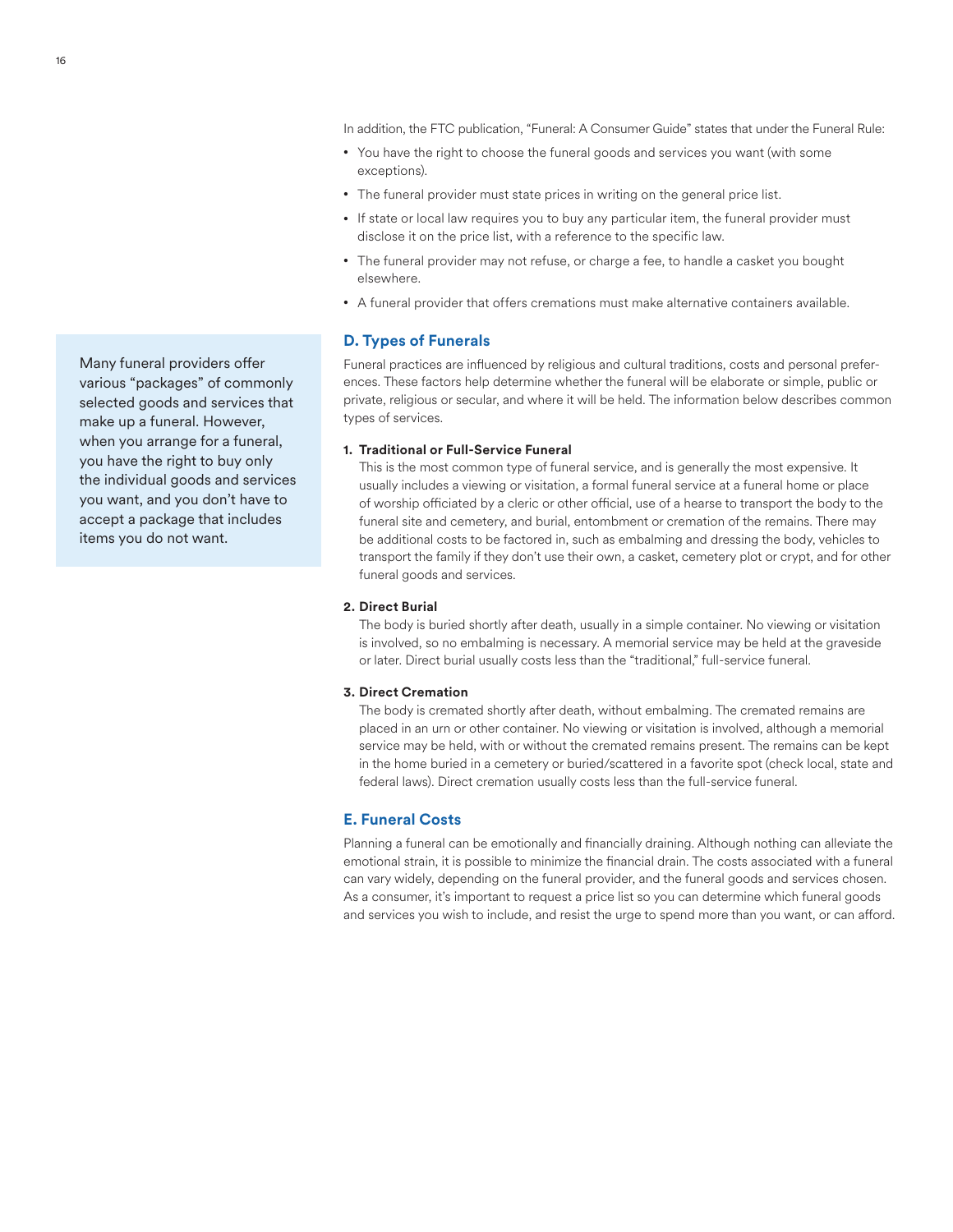In addition, the FTC publication, "Funeral: A Consumer Guide" states that under the Funeral Rule:

- You have the right to choose the funeral goods and services you want (with some exceptions).
- The funeral provider must state prices in writing on the general price list.
- If state or local law requires you to buy any particular item, the funeral provider must disclose it on the price list, with a reference to the specific law.
- The funeral provider may not refuse, or charge a fee, to handle a casket you bought elsewhere.
- A funeral provider that offers cremations must make alternative containers available.

> Many funeral providers offer various "packages" of commonly selected goods and services that make up a funeral. However, when you arrange for a funeral, you have the right to buy only the individual goods and services you want, and you don't have to accept a package that includes items you do not want.

## D. Types of Funerals

Funeral practices are influenced by religious and cultural traditions, costs and personal preferences. These factors help determine whether the funeral will be elaborate or simple, public or private, religious or secular, and where it will be held. The information below describes common types of services.

**1. Traditional or Full-Service Funeral**

This is the most common type of funeral service, and is generally the most expensive. It usually includes a viewing or visitation, a formal funeral service at a funeral home or place of worship officiated by a cleric or other official, use of a hearse to transport the body to the funeral site and cemetery, and burial, entombment or cremation of the remains. There may be additional costs to be factored in, such as embalming and dressing the body, vehicles to transport the family if they don't use their own, a casket, cemetery plot or crypt, and for other funeral goods and services.

**2. Direct Burial**

The body is buried shortly after death, usually in a simple container. No viewing or visitation is involved, so no embalming is necessary. A memorial service may be held at the graveside or later. Direct burial usually costs less than the "traditional," full-service funeral.

**3. Direct Cremation**

The body is cremated shortly after death, without embalming. The cremated remains are placed in an urn or other container. No viewing or visitation is involved, although a memorial service may be held, with or without the cremated remains present. The remains can be kept in the home buried in a cemetery or buried/scattered in a favorite spot (check local, state and federal laws). Direct cremation usually costs less than the full-service funeral.

## E. Funeral Costs

Planning a funeral can be emotionally and financially draining. Although nothing can alleviate the emotional strain, it is possible to minimize the financial drain. The costs associated with a funeral can vary widely, depending on the funeral provider, and the funeral goods and services chosen. As a consumer, it's important to request a price list so you can determine which funeral goods and services you wish to include, and resist the urge to spend more than you want, or can afford.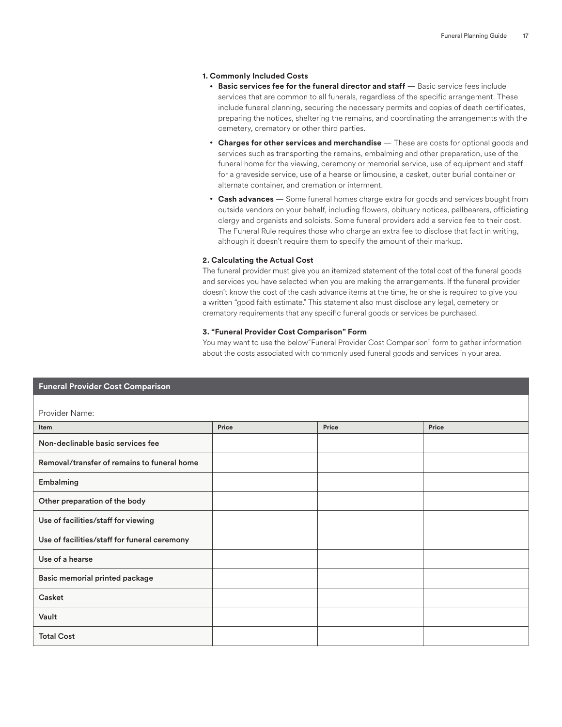**1. Commonly Included Costs**

- **Basic services fee for the funeral director and staff** — Basic service fees include services that are common to all funerals, regardless of the specific arrangement. These include funeral planning, securing the necessary permits and copies of death certificates, preparing the notices, sheltering the remains, and coordinating the arrangements with the cemetery, crematory or other third parties.
- **Charges for other services and merchandise** — These are costs for optional goods and services such as transporting the remains, embalming and other preparation, use of the funeral home for the viewing, ceremony or memorial service, use of equipment and staff for a graveside service, use of a hearse or limousine, a casket, outer burial container or alternate container, and cremation or interment.
- **Cash advances** — Some funeral homes charge extra for goods and services bought from outside vendors on your behalf, including flowers, obituary notices, pallbearers, officiating clergy and organists and soloists. Some funeral providers add a service fee to their cost. The Funeral Rule requires those who charge an extra fee to disclose that fact in writing, although it doesn't require them to specify the amount of their markup.

**2. Calculating the Actual Cost**

The funeral provider must give you an itemized statement of the total cost of the funeral goods and services you have selected when you are making the arrangements. If the funeral provider doesn't know the cost of the cash advance items at the time, he or she is required to give you a written "good faith estimate." This statement also must disclose any legal, cemetery or crematory requirements that any specific funeral goods or services be purchased.

**3. "Funeral Provider Cost Comparison" Form**

You may want to use the below"Funeral Provider Cost Comparison" form to gather information about the costs associated with commonly used funeral goods and services in your area.

**Funeral Provider Cost Comparison**

Provider Name:

| Item | Price | Price | Price |
|---|---|---|---|
| Non-declinable basic services fee | | | |
| Removal/transfer of remains to funeral home | | | |
| Embalming | | | |
| Other preparation of the body | | | |
| Use of facilities/staff for viewing | | | |
| Use of facilities/staff for funeral ceremony | | | |
| Use of a hearse | | | |
| Basic memorial printed package | | | |
| Casket | | | |
| Vault | | | |
| Total Cost | | | |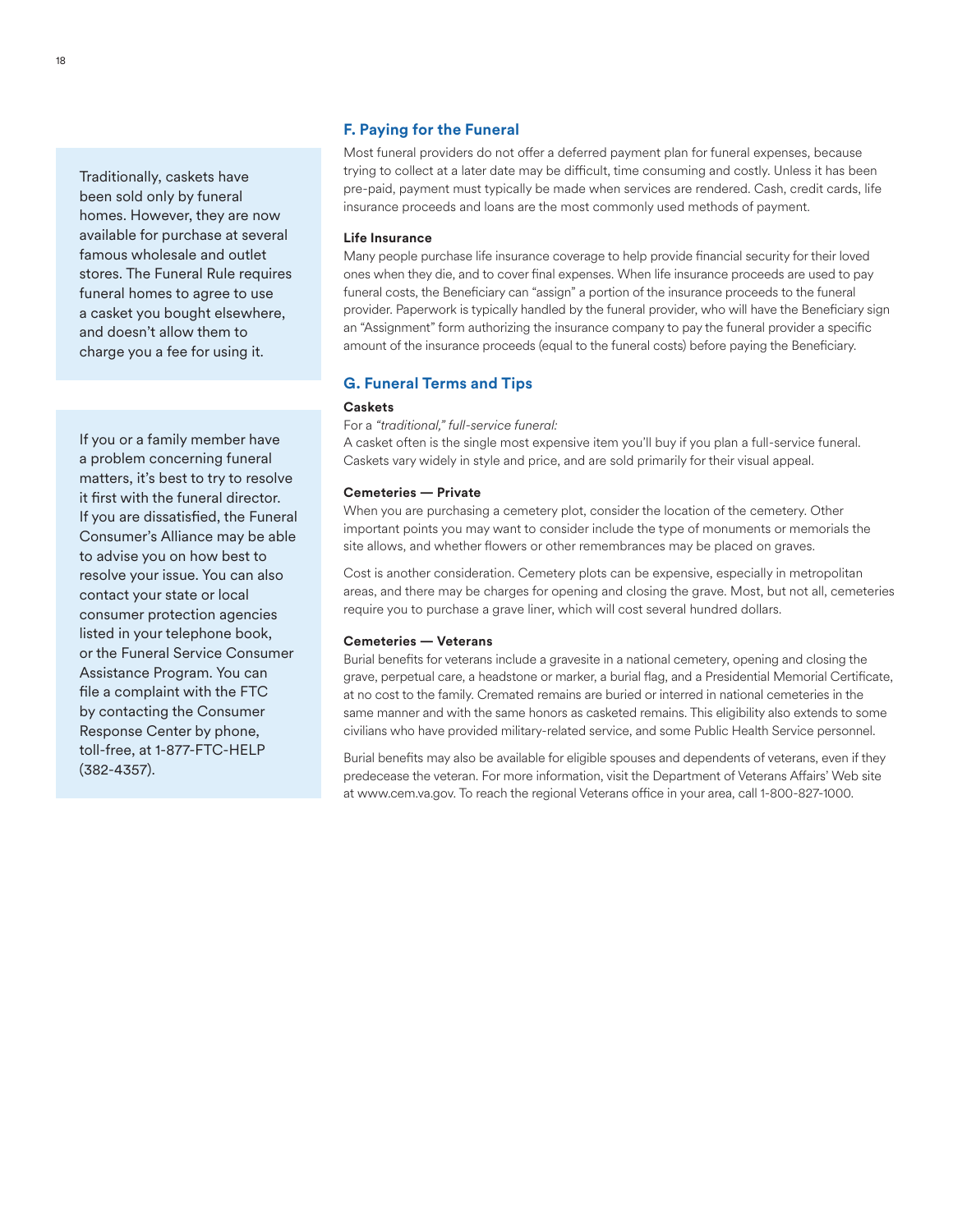## F. Paying for the Funeral

Most funeral providers do not offer a deferred payment plan for funeral expenses, because trying to collect at a later date may be difficult, time consuming and costly. Unless it has been pre-paid, payment must typically be made when services are rendered. Cash, credit cards, life insurance proceeds and loans are the most commonly used methods of payment.

**Life Insurance**

Many people purchase life insurance coverage to help provide financial security for their loved ones when they die, and to cover final expenses. When life insurance proceeds are used to pay funeral costs, the Beneficiary can "assign" a portion of the insurance proceeds to the funeral provider. Paperwork is typically handled by the funeral provider, who will have the Beneficiary sign an "Assignment" form authorizing the insurance company to pay the funeral provider a specific amount of the insurance proceeds (equal to the funeral costs) before paying the Beneficiary.

## G. Funeral Terms and Tips

**Caskets**

For a *"traditional," full-service funeral:*

A casket often is the single most expensive item you'll buy if you plan a full-service funeral. Caskets vary widely in style and price, and are sold primarily for their visual appeal.

**Cemeteries — Private**

When you are purchasing a cemetery plot, consider the location of the cemetery. Other important points you may want to consider include the type of monuments or memorials the site allows, and whether flowers or other remembrances may be placed on graves.

Cost is another consideration. Cemetery plots can be expensive, especially in metropolitan areas, and there may be charges for opening and closing the grave. Most, but not all, cemeteries require you to purchase a grave liner, which will cost several hundred dollars.

**Cemeteries — Veterans**

Burial benefits for veterans include a gravesite in a national cemetery, opening and closing the grave, perpetual care, a headstone or marker, a burial flag, and a Presidential Memorial Certificate, at no cost to the family. Cremated remains are buried or interred in national cemeteries in the same manner and with the same honors as casketed remains. This eligibility also extends to some civilians who have provided military-related service, and some Public Health Service personnel.

Burial benefits may also be available for eligible spouses and dependents of veterans, even if they predecease the veteran. For more information, visit the Department of Veterans Affairs' Web site at www.cem.va.gov. To reach the regional Veterans office in your area, call 1-800-827-1000.

> Traditionally, caskets have been sold only by funeral homes. However, they are now available for purchase at several famous wholesale and outlet stores. The Funeral Rule requires funeral homes to agree to use a casket you bought elsewhere, and doesn't allow them to charge you a fee for using it.

> If you or a family member have a problem concerning funeral matters, it's best to try to resolve it first with the funeral director. If you are dissatisfied, the Funeral Consumer's Alliance may be able to advise you on how best to resolve your issue. You can also contact your state or local consumer protection agencies listed in your telephone book, or the Funeral Service Consumer Assistance Program. You can file a complaint with the FTC by contacting the Consumer Response Center by phone, toll-free, at 1-877-FTC-HELP (382-4357).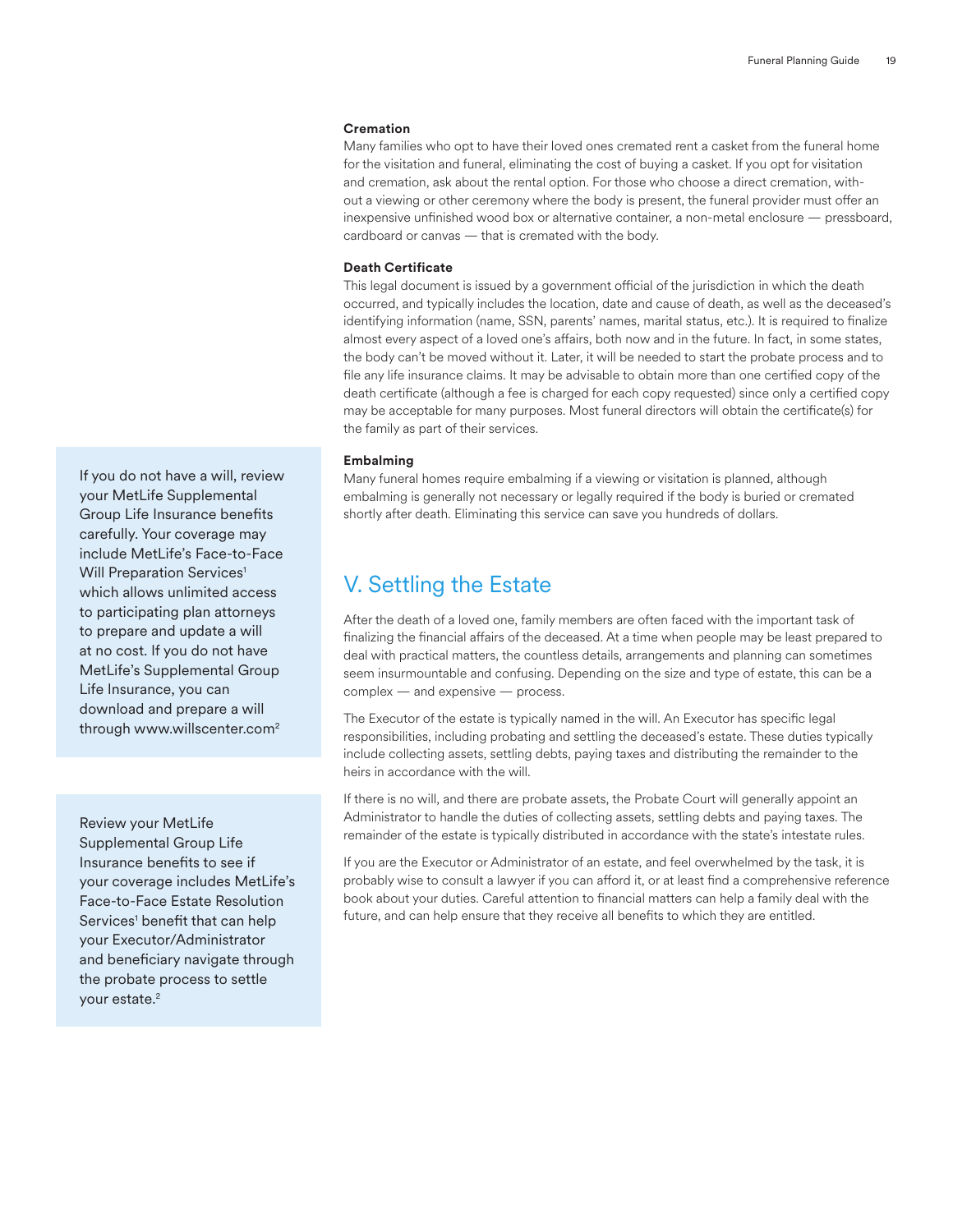**Cremation**

Many families who opt to have their loved ones cremated rent a casket from the funeral home for the visitation and funeral, eliminating the cost of buying a casket. If you opt for visitation and cremation, ask about the rental option. For those who choose a direct cremation, without a viewing or other ceremony where the body is present, the funeral provider must offer an inexpensive unfinished wood box or alternative container, a non-metal enclosure — pressboard, cardboard or canvas — that is cremated with the body.

**Death Certificate**

This legal document is issued by a government official of the jurisdiction in which the death occurred, and typically includes the location, date and cause of death, as well as the deceased's identifying information (name, SSN, parents' names, marital status, etc.). It is required to finalize almost every aspect of a loved one's affairs, both now and in the future. In fact, in some states, the body can't be moved without it. Later, it will be needed to start the probate process and to file any life insurance claims. It may be advisable to obtain more than one certified copy of the death certificate (although a fee is charged for each copy requested) since only a certified copy may be acceptable for many purposes. Most funeral directors will obtain the certificate(s) for the family as part of their services.

**Embalming**

Many funeral homes require embalming if a viewing or visitation is planned, although embalming is generally not necessary or legally required if the body is buried or cremated shortly after death. Eliminating this service can save you hundreds of dollars.

## V. Settling the Estate

After the death of a loved one, family members are often faced with the important task of finalizing the financial affairs of the deceased. At a time when people may be least prepared to deal with practical matters, the countless details, arrangements and planning can sometimes seem insurmountable and confusing. Depending on the size and type of estate, this can be a complex — and expensive — process.

The Executor of the estate is typically named in the will. An Executor has specific legal responsibilities, including probating and settling the deceased's estate. These duties typically include collecting assets, settling debts, paying taxes and distributing the remainder to the heirs in accordance with the will.

If there is no will, and there are probate assets, the Probate Court will generally appoint an Administrator to handle the duties of collecting assets, settling debts and paying taxes. The remainder of the estate is typically distributed in accordance with the state's intestate rules.

If you are the Executor or Administrator of an estate, and feel overwhelmed by the task, it is probably wise to consult a lawyer if you can afford it, or at least find a comprehensive reference book about your duties. Careful attention to financial matters can help a family deal with the future, and can help ensure that they receive all benefits to which they are entitled.

> If you do not have a will, review your MetLife Supplemental Group Life Insurance benefits carefully. Your coverage may include MetLife's Face-to-Face Will Preparation Services[1] which allows unlimited access to participating plan attorneys to prepare and update a will at no cost. If you do not have MetLife's Supplemental Group Life Insurance, you can download and prepare a will through www.willscenter.com[2]

> Review your MetLife Supplemental Group Life Insurance benefits to see if your coverage includes MetLife's Face-to-Face Estate Resolution Services[1] benefit that can help your Executor/Administrator and beneficiary navigate through the probate process to settle your estate.[2]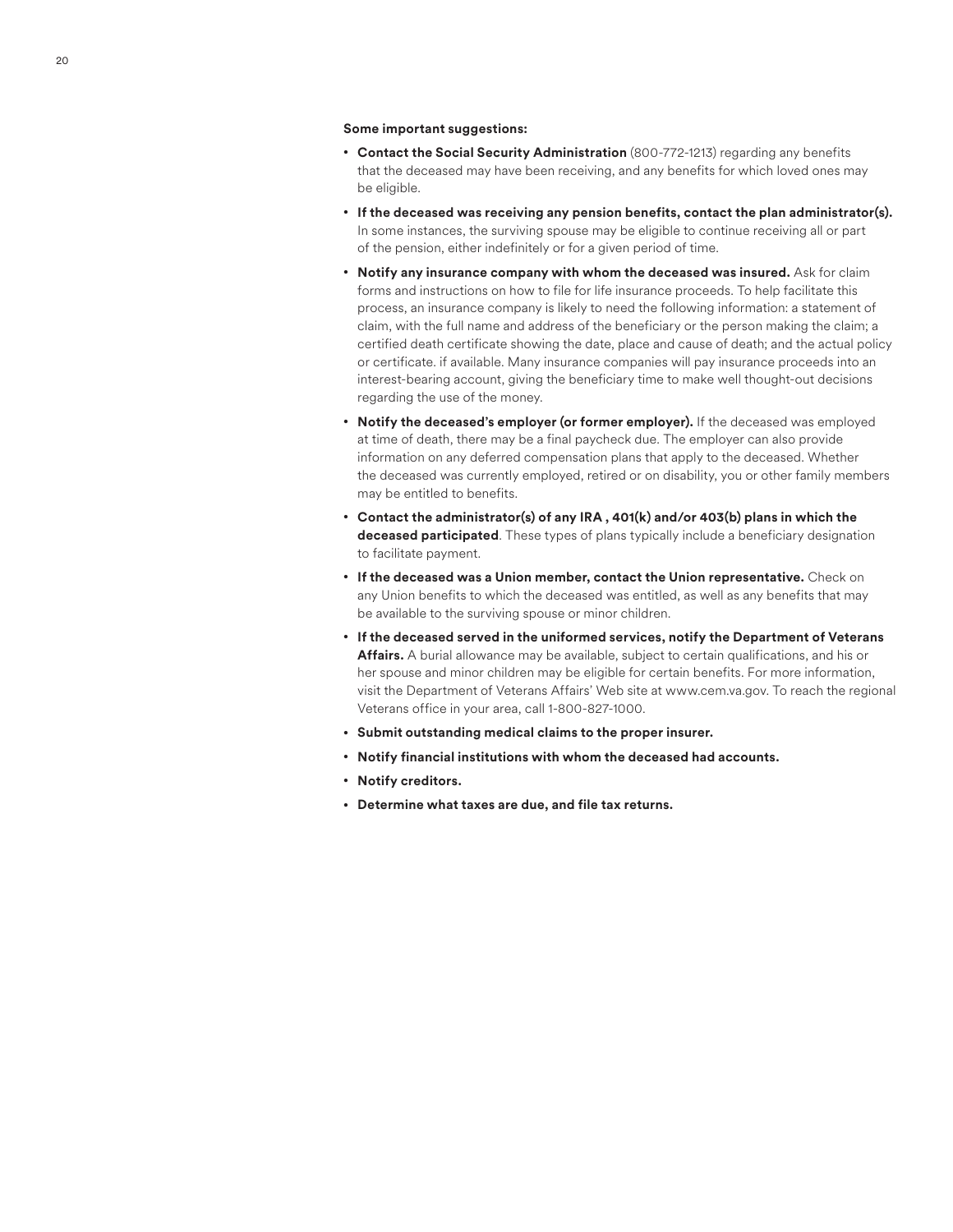**Some important suggestions:**

- **Contact the Social Security Administration** (800-772-1213) regarding any benefits that the deceased may have been receiving, and any benefits for which loved ones may be eligible.
- **If the deceased was receiving any pension benefits, contact the plan administrator(s).** In some instances, the surviving spouse may be eligible to continue receiving all or part of the pension, either indefinitely or for a given period of time.
- **Notify any insurance company with whom the deceased was insured.** Ask for claim forms and instructions on how to file for life insurance proceeds. To help facilitate this process, an insurance company is likely to need the following information: a statement of claim, with the full name and address of the beneficiary or the person making the claim; a certified death certificate showing the date, place and cause of death; and the actual policy or certificate. if available. Many insurance companies will pay insurance proceeds into an interest-bearing account, giving the beneficiary time to make well thought-out decisions regarding the use of the money.
- **Notify the deceased's employer (or former employer).** If the deceased was employed at time of death, there may be a final paycheck due. The employer can also provide information on any deferred compensation plans that apply to the deceased. Whether the deceased was currently employed, retired or on disability, you or other family members may be entitled to benefits.
- **Contact the administrator(s) of any IRA , 401(k) and/or 403(b) plans in which the deceased participated**. These types of plans typically include a beneficiary designation to facilitate payment.
- **If the deceased was a Union member, contact the Union representative.** Check on any Union benefits to which the deceased was entitled, as well as any benefits that may be available to the surviving spouse or minor children.
- **If the deceased served in the uniformed services, notify the Department of Veterans Affairs.** A burial allowance may be available, subject to certain qualifications, and his or her spouse and minor children may be eligible for certain benefits. For more information, visit the Department of Veterans Affairs' Web site at www.cem.va.gov. To reach the regional Veterans office in your area, call 1-800-827-1000.
- **Submit outstanding medical claims to the proper insurer.**
- **Notify financial institutions with whom the deceased had accounts.**
- **Notify creditors.**
- **Determine what taxes are due, and file tax returns.**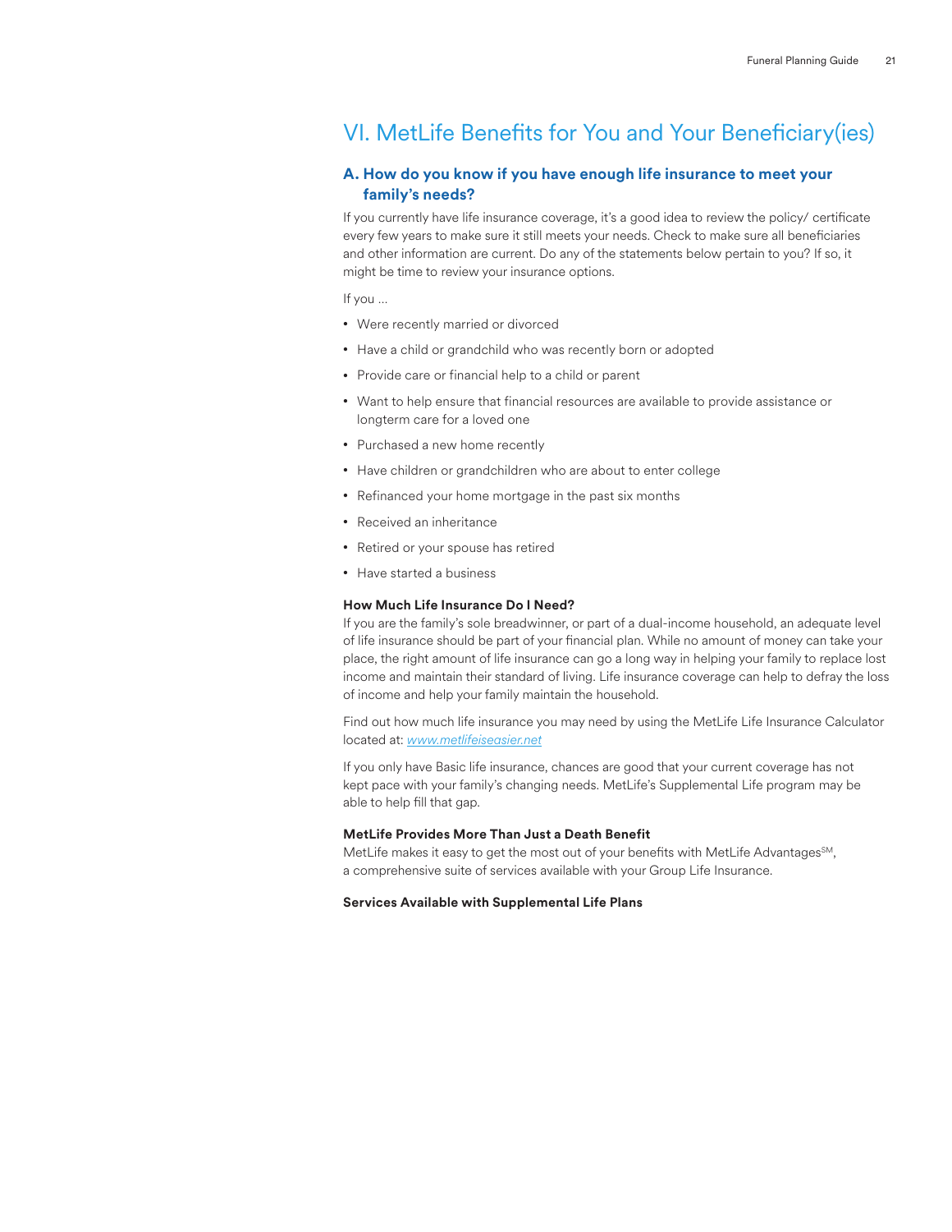# VI. MetLife Benefits for You and Your Beneficiary(ies)

## A. How do you know if you have enough life insurance to meet your family's needs?

If you currently have life insurance coverage, it's a good idea to review the policy/ certificate every few years to make sure it still meets your needs. Check to make sure all beneficiaries and other information are current. Do any of the statements below pertain to you? If so, it might be time to review your insurance options.

If you ...

- Were recently married or divorced
- Have a child or grandchild who was recently born or adopted
- Provide care or financial help to a child or parent
- Want to help ensure that financial resources are available to provide assistance or longterm care for a loved one
- Purchased a new home recently
- Have children or grandchildren who are about to enter college
- Refinanced your home mortgage in the past six months
- Received an inheritance
- Retired or your spouse has retired
- Have started a business

**How Much Life Insurance Do I Need?**
If you are the family's sole breadwinner, or part of a dual-income household, an adequate level of life insurance should be part of your financial plan. While no amount of money can take your place, the right amount of life insurance can go a long way in helping your family to replace lost income and maintain their standard of living. Life insurance coverage can help to defray the loss of income and help your family maintain the household.

Find out how much life insurance you may need by using the MetLife Life Insurance Calculator located at: *www.metlifeiseasier.net*

If you only have Basic life insurance, chances are good that your current coverage has not kept pace with your family's changing needs. MetLife's Supplemental Life program may be able to help fill that gap.

**MetLife Provides More Than Just a Death Benefit**
MetLife makes it easy to get the most out of your benefits with MetLife Advantages℠, a comprehensive suite of services available with your Group Life Insurance.

**Services Available with Supplemental Life Plans**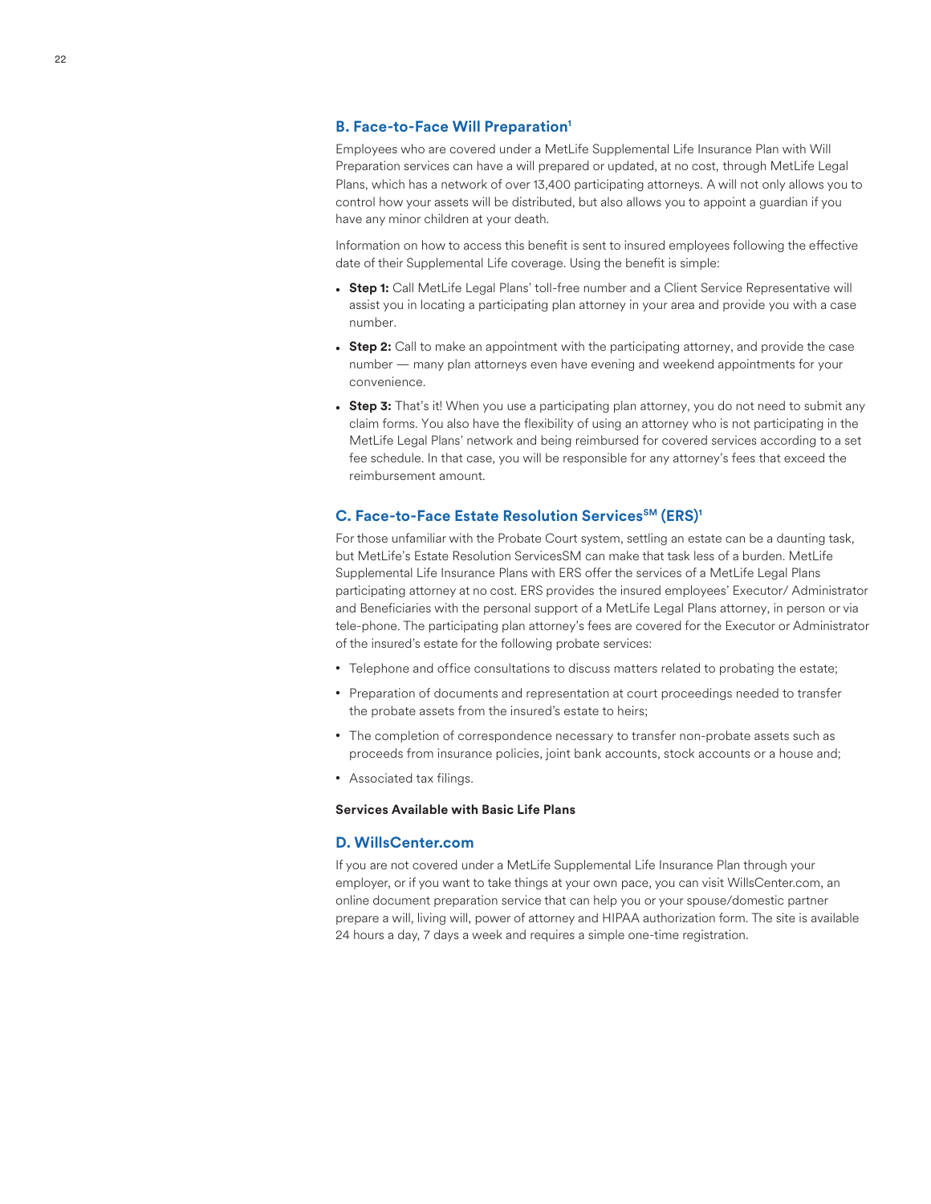### B. Face-to-Face Will Preparation[1]

Employees who are covered under a MetLife Supplemental Life Insurance Plan with Will Preparation services can have a will prepared or updated, at no cost, through MetLife Legal Plans, which has a network of over 13,400 participating attorneys. A will not only allows you to control how your assets will be distributed, but also allows you to appoint a guardian if you have any minor children at your death.

Information on how to access this benefit is sent to insured employees following the effective date of their Supplemental Life coverage. Using the benefit is simple:

- **Step 1:** Call MetLife Legal Plans' toll-free number and a Client Service Representative will assist you in locating a participating plan attorney in your area and provide you with a case number.
- **Step 2:** Call to make an appointment with the participating attorney, and provide the case number — many plan attorneys even have evening and weekend appointments for your convenience.
- **Step 3:** That's it! When you use a participating plan attorney, you do not need to submit any claim forms. You also have the flexibility of using an attorney who is not participating in the MetLife Legal Plans' network and being reimbursed for covered services according to a set fee schedule. In that case, you will be responsible for any attorney's fees that exceed the reimbursement amount.

### C. Face-to-Face Estate Resolution Services℠ (ERS)[1]

For those unfamiliar with the Probate Court system, settling an estate can be a daunting task, but MetLife's Estate Resolution ServicesSM can make that task less of a burden. MetLife Supplemental Life Insurance Plans with ERS offer the services of a MetLife Legal Plans participating attorney at no cost. ERS provides the insured employees' Executor/ Administrator and Beneficiaries with the personal support of a MetLife Legal Plans attorney, in person or via tele-phone. The participating plan attorney's fees are covered for the Executor or Administrator of the insured's estate for the following probate services:

- Telephone and office consultations to discuss matters related to probating the estate;
- Preparation of documents and representation at court proceedings needed to transfer the probate assets from the insured's estate to heirs;
- The completion of correspondence necessary to transfer non-probate assets such as proceeds from insurance policies, joint bank accounts, stock accounts or a house and;
- Associated tax filings.

**Services Available with Basic Life Plans**

### D. WillsCenter.com

If you are not covered under a MetLife Supplemental Life Insurance Plan through your employer, or if you want to take things at your own pace, you can visit WillsCenter.com, an online document preparation service that can help you or your spouse/domestic partner prepare a will, living will, power of attorney and HIPAA authorization form. The site is available 24 hours a day, 7 days a week and requires a simple one-time registration.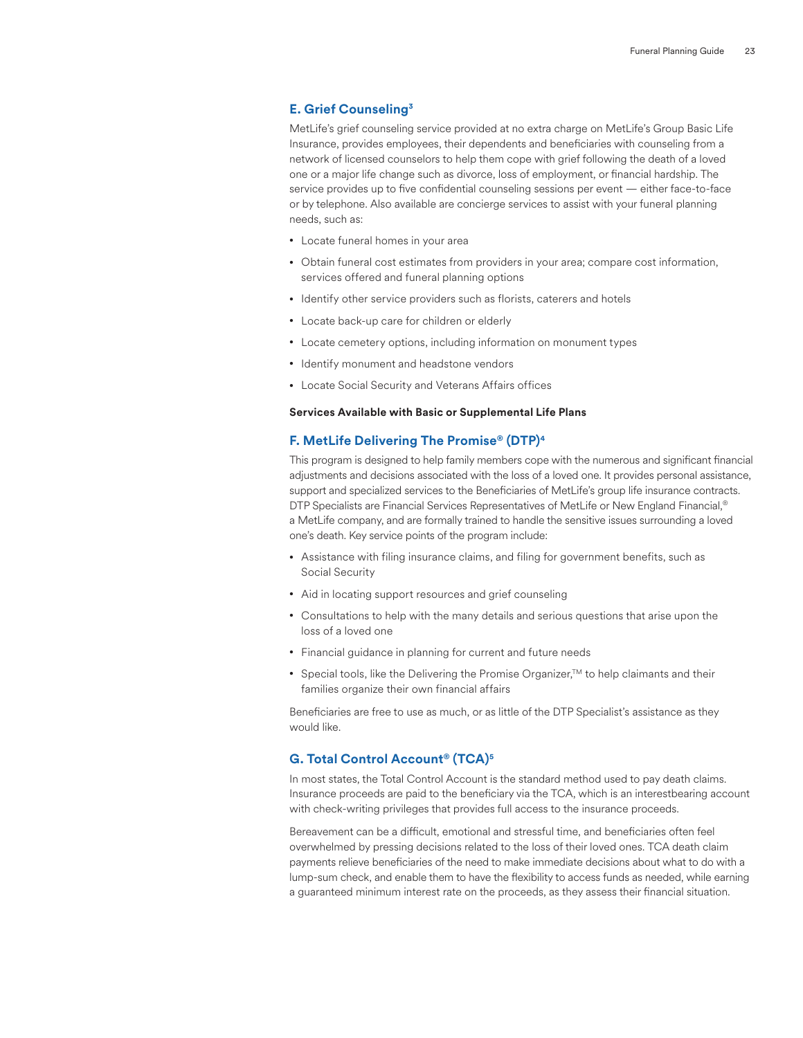## E. Grief Counseling[3]

MetLife's grief counseling service provided at no extra charge on MetLife's Group Basic Life Insurance, provides employees, their dependents and beneficiaries with counseling from a network of licensed counselors to help them cope with grief following the death of a loved one or a major life change such as divorce, loss of employment, or financial hardship. The service provides up to five confidential counseling sessions per event — either face-to-face or by telephone. Also available are concierge services to assist with your funeral planning needs, such as:

- Locate funeral homes in your area
- Obtain funeral cost estimates from providers in your area; compare cost information, services offered and funeral planning options
- Identify other service providers such as florists, caterers and hotels
- Locate back-up care for children or elderly
- Locate cemetery options, including information on monument types
- Identify monument and headstone vendors
- Locate Social Security and Veterans Affairs offices

**Services Available with Basic or Supplemental Life Plans**

## F. MetLife Delivering The Promise® (DTP)[4]

This program is designed to help family members cope with the numerous and significant financial adjustments and decisions associated with the loss of a loved one. It provides personal assistance, support and specialized services to the Beneficiaries of MetLife's group life insurance contracts. DTP Specialists are Financial Services Representatives of MetLife or New England Financial,® a MetLife company, and are formally trained to handle the sensitive issues surrounding a loved one's death. Key service points of the program include:

- Assistance with filing insurance claims, and filing for government benefits, such as Social Security
- Aid in locating support resources and grief counseling
- Consultations to help with the many details and serious questions that arise upon the loss of a loved one
- Financial guidance in planning for current and future needs
- Special tools, like the Delivering the Promise Organizer,™ to help claimants and their families organize their own financial affairs

Beneficiaries are free to use as much, or as little of the DTP Specialist's assistance as they would like.

## G. Total Control Account® (TCA)[5]

In most states, the Total Control Account is the standard method used to pay death claims. Insurance proceeds are paid to the beneficiary via the TCA, which is an interestbearing account with check-writing privileges that provides full access to the insurance proceeds.

Bereavement can be a difficult, emotional and stressful time, and beneficiaries often feel overwhelmed by pressing decisions related to the loss of their loved ones. TCA death claim payments relieve beneficiaries of the need to make immediate decisions about what to do with a lump-sum check, and enable them to have the flexibility to access funds as needed, while earning a guaranteed minimum interest rate on the proceeds, as they assess their financial situation.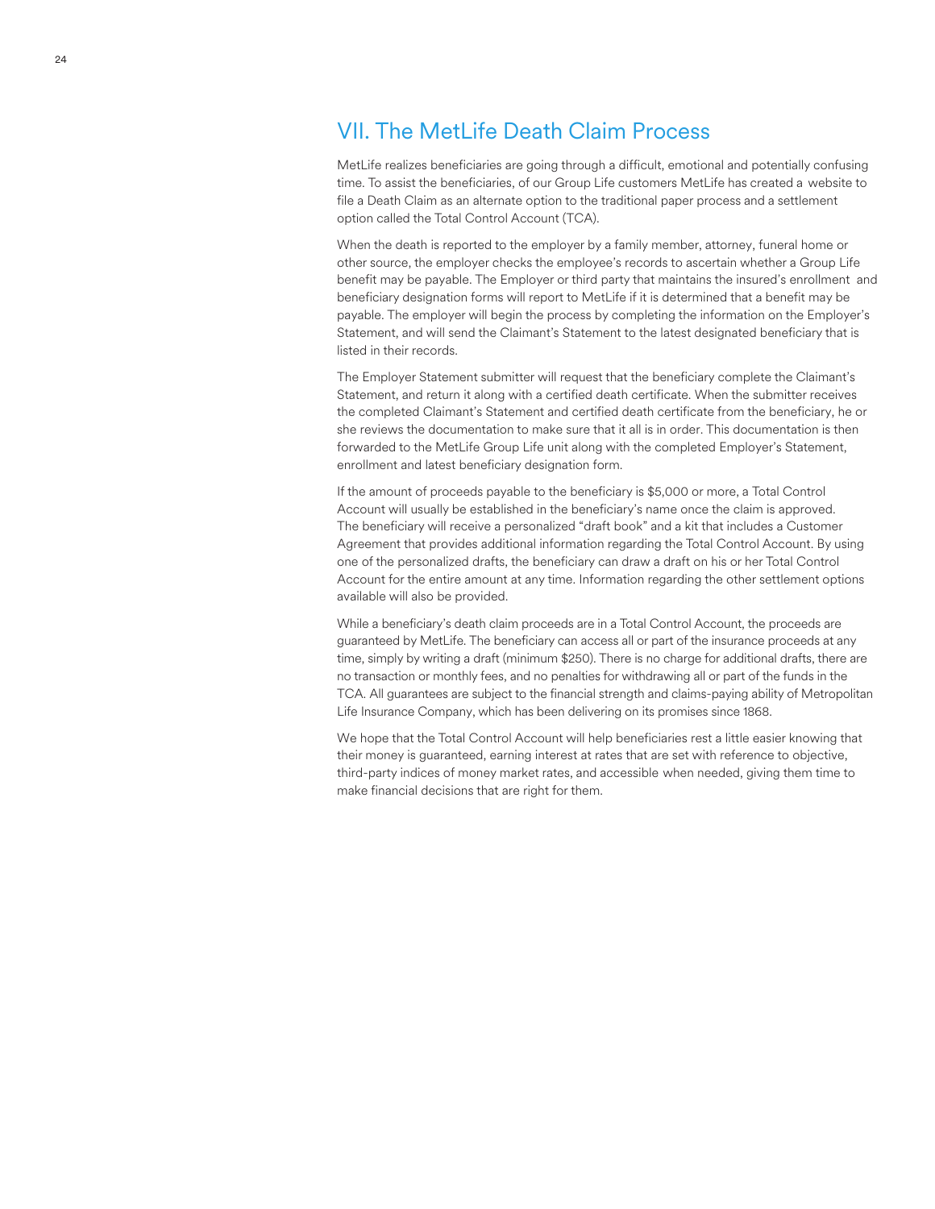## VII. The MetLife Death Claim Process

MetLife realizes beneficiaries are going through a difficult, emotional and potentially confusing time. To assist the beneficiaries, of our Group Life customers MetLife has created a website to file a Death Claim as an alternate option to the traditional paper process and a settlement option called the Total Control Account (TCA).

When the death is reported to the employer by a family member, attorney, funeral home or other source, the employer checks the employee's records to ascertain whether a Group Life benefit may be payable. The Employer or third party that maintains the insured's enrollment and beneficiary designation forms will report to MetLife if it is determined that a benefit may be payable. The employer will begin the process by completing the information on the Employer's Statement, and will send the Claimant's Statement to the latest designated beneficiary that is listed in their records.

The Employer Statement submitter will request that the beneficiary complete the Claimant's Statement, and return it along with a certified death certificate. When the submitter receives the completed Claimant's Statement and certified death certificate from the beneficiary, he or she reviews the documentation to make sure that it all is in order. This documentation is then forwarded to the MetLife Group Life unit along with the completed Employer's Statement, enrollment and latest beneficiary designation form.

If the amount of proceeds payable to the beneficiary is $5,000 or more, a Total Control Account will usually be established in the beneficiary's name once the claim is approved. The beneficiary will receive a personalized "draft book" and a kit that includes a Customer Agreement that provides additional information regarding the Total Control Account. By using one of the personalized drafts, the beneficiary can draw a draft on his or her Total Control Account for the entire amount at any time. Information regarding the other settlement options available will also be provided.

While a beneficiary's death claim proceeds are in a Total Control Account, the proceeds are guaranteed by MetLife. The beneficiary can access all or part of the insurance proceeds at any time, simply by writing a draft (minimum $250). There is no charge for additional drafts, there are no transaction or monthly fees, and no penalties for withdrawing all or part of the funds in the TCA. All guarantees are subject to the financial strength and claims-paying ability of Metropolitan Life Insurance Company, which has been delivering on its promises since 1868.

We hope that the Total Control Account will help beneficiaries rest a little easier knowing that their money is guaranteed, earning interest at rates that are set with reference to objective, third-party indices of money market rates, and accessible when needed, giving them time to make financial decisions that are right for them.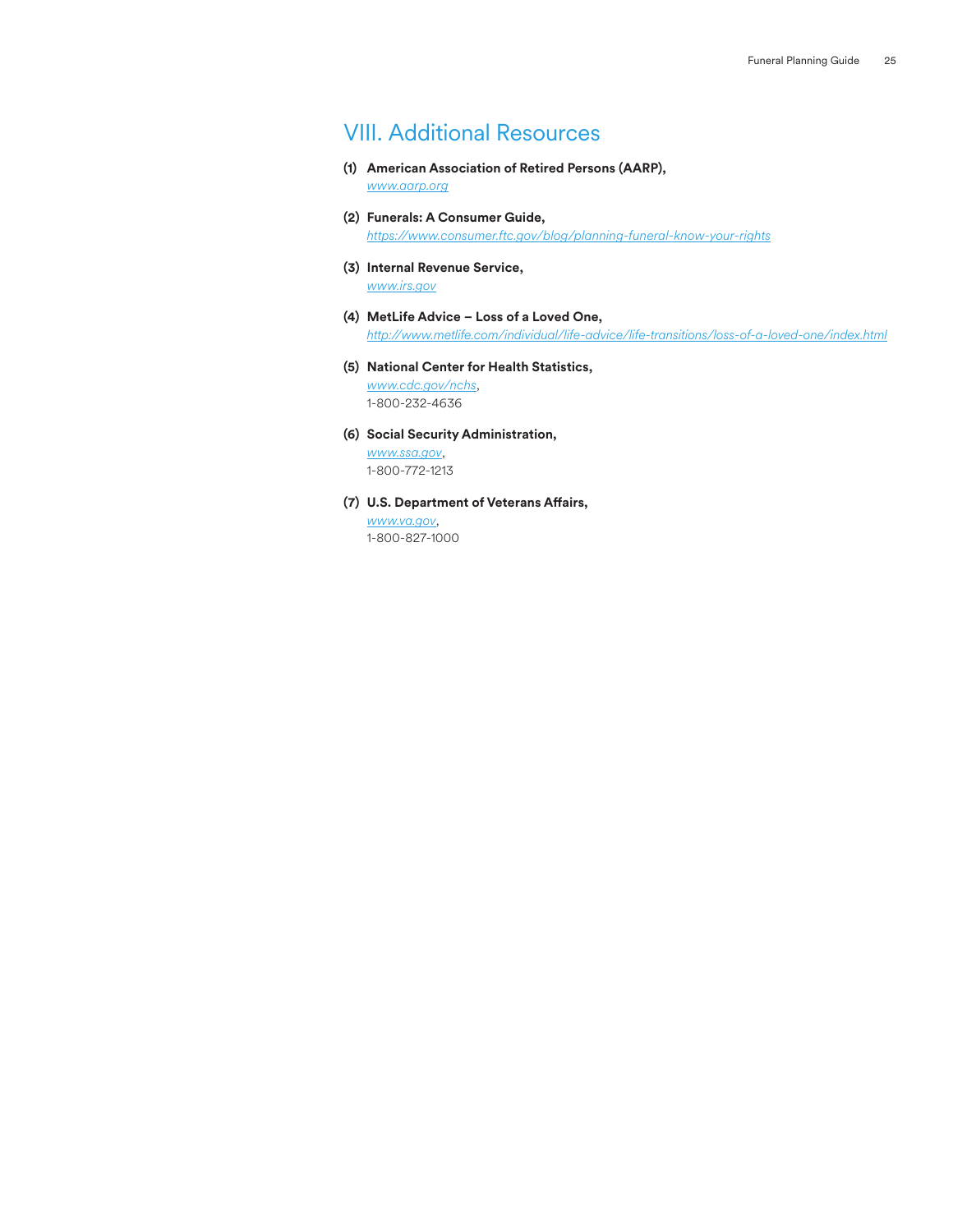## VIII. Additional Resources

**(1) American Association of Retired Persons (AARP),**
*www.aarp.org*

**(2) Funerals: A Consumer Guide,**
*https://www.consumer.ftc.gov/blog/planning-funeral-know-your-rights*

**(3) Internal Revenue Service,**
*www.irs.gov*

**(4) MetLife Advice – Loss of a Loved One,**
*http://www.metlife.com/individual/life-advice/life-transitions/loss-of-a-loved-one/index.html*

**(5) National Center for Health Statistics,**
*www.cdc.gov/nchs*,
1-800-232-4636

**(6) Social Security Administration,**
*www.ssa.gov*,
1-800-772-1213

**(7) U.S. Department of Veterans Affairs,**
*www.va.gov*,
1-800-827-1000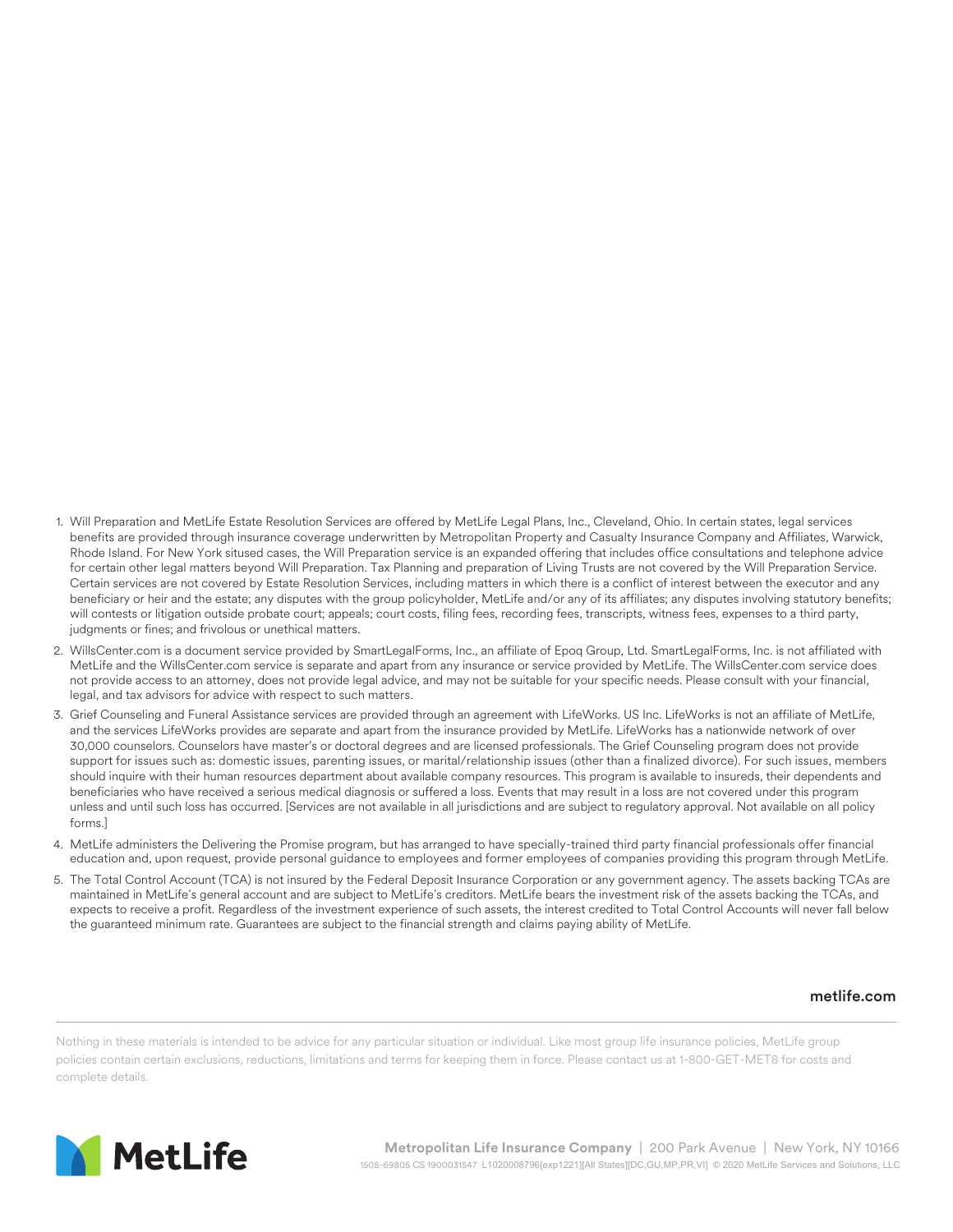1. Will Preparation and MetLife Estate Resolution Services are offered by MetLife Legal Plans, Inc., Cleveland, Ohio. In certain states, legal services benefits are provided through insurance coverage underwritten by Metropolitan Property and Casualty Insurance Company and Affiliates, Warwick, Rhode Island. For New York sitused cases, the Will Preparation service is an expanded offering that includes office consultations and telephone advice for certain other legal matters beyond Will Preparation. Tax Planning and preparation of Living Trusts are not covered by the Will Preparation Service. Certain services are not covered by Estate Resolution Services, including matters in which there is a conflict of interest between the executor and any beneficiary or heir and the estate; any disputes with the group policyholder, MetLife and/or any of its affiliates; any disputes involving statutory benefits; will contests or litigation outside probate court; appeals; court costs, filing fees, recording fees, transcripts, witness fees, expenses to a third party, judgments or fines; and frivolous or unethical matters.
2. WillsCenter.com is a document service provided by SmartLegalForms, Inc., an affiliate of Epoq Group, Ltd. SmartLegalForms, Inc. is not affiliated with MetLife and the WillsCenter.com service is separate and apart from any insurance or service provided by MetLife. The WillsCenter.com service does not provide access to an attorney, does not provide legal advice, and may not be suitable for your specific needs. Please consult with your financial, legal, and tax advisors for advice with respect to such matters.
3. Grief Counseling and Funeral Assistance services are provided through an agreement with LifeWorks. US Inc. LifeWorks is not an affiliate of MetLife, and the services LifeWorks provides are separate and apart from the insurance provided by MetLife. LifeWorks has a nationwide network of over 30,000 counselors. Counselors have master's or doctoral degrees and are licensed professionals. The Grief Counseling program does not provide support for issues such as: domestic issues, parenting issues, or marital/relationship issues (other than a finalized divorce). For such issues, members should inquire with their human resources department about available company resources. This program is available to insureds, their dependents and beneficiaries who have received a serious medical diagnosis or suffered a loss. Events that may result in a loss are not covered under this program unless and until such loss has occurred. [Services are not available in all jurisdictions and are subject to regulatory approval. Not available on all policy forms.]
4. MetLife administers the Delivering the Promise program, but has arranged to have specially-trained third party financial professionals offer financial education and, upon request, provide personal guidance to employees and former employees of companies providing this program through MetLife.
5. The Total Control Account (TCA) is not insured by the Federal Deposit Insurance Corporation or any government agency. The assets backing TCAs are maintained in MetLife's general account and are subject to MetLife's creditors. MetLife bears the investment risk of the assets backing the TCAs, and expects to receive a profit. Regardless of the investment experience of such assets, the interest credited to Total Control Accounts will never fall below the guaranteed minimum rate. Guarantees are subject to the financial strength and claims paying ability of MetLife.

**metlife.com**

Nothing in these materials is intended to be advice for any particular situation or individual. Like most group life insurance policies, MetLife group policies contain certain exclusions, reductions, limitations and terms for keeping them in force. Please contact us at 1-800-GET-MET8 for costs and complete details.

MetLife

**Metropolitan Life Insurance Company** | 200 Park Avenue | New York, NY 10166

1505-69805 CS 1900031547 L1020008796[exp1221][All States][DC,GU,MP,PR,VI] © 2020 MetLife Services and Solutions, LLC